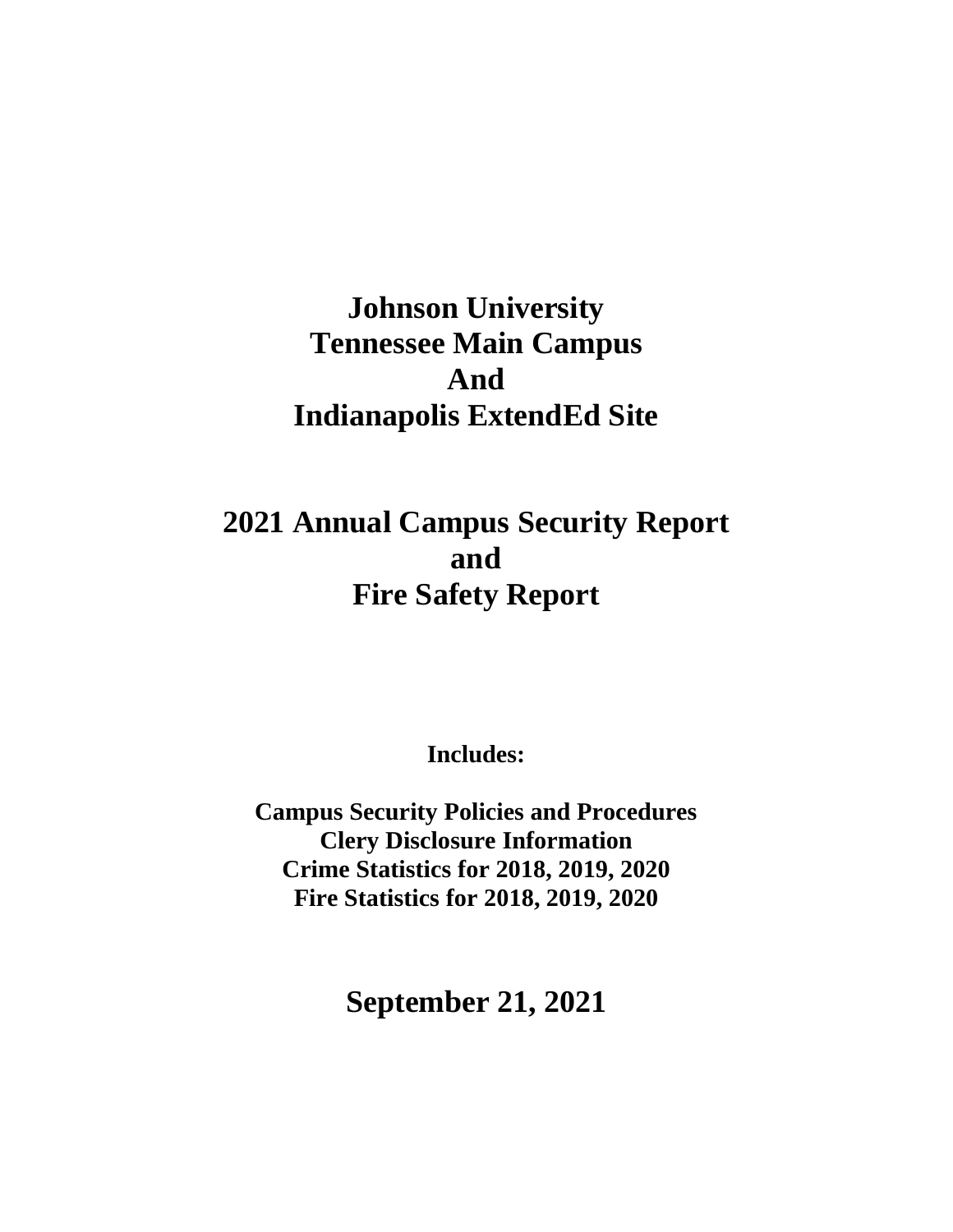# Johnson University
# Tennessee Main Campus
# And
# Indianapolis ExtendEd Site

# 2021 Annual Campus Security Report
# and
# Fire Safety Report

**Includes:**

**Campus Security Policies and Procedures**
**Clery Disclosure Information**
**Crime Statistics for 2018, 2019, 2020**
**Fire Statistics for 2018, 2019, 2020**

## September 21, 2021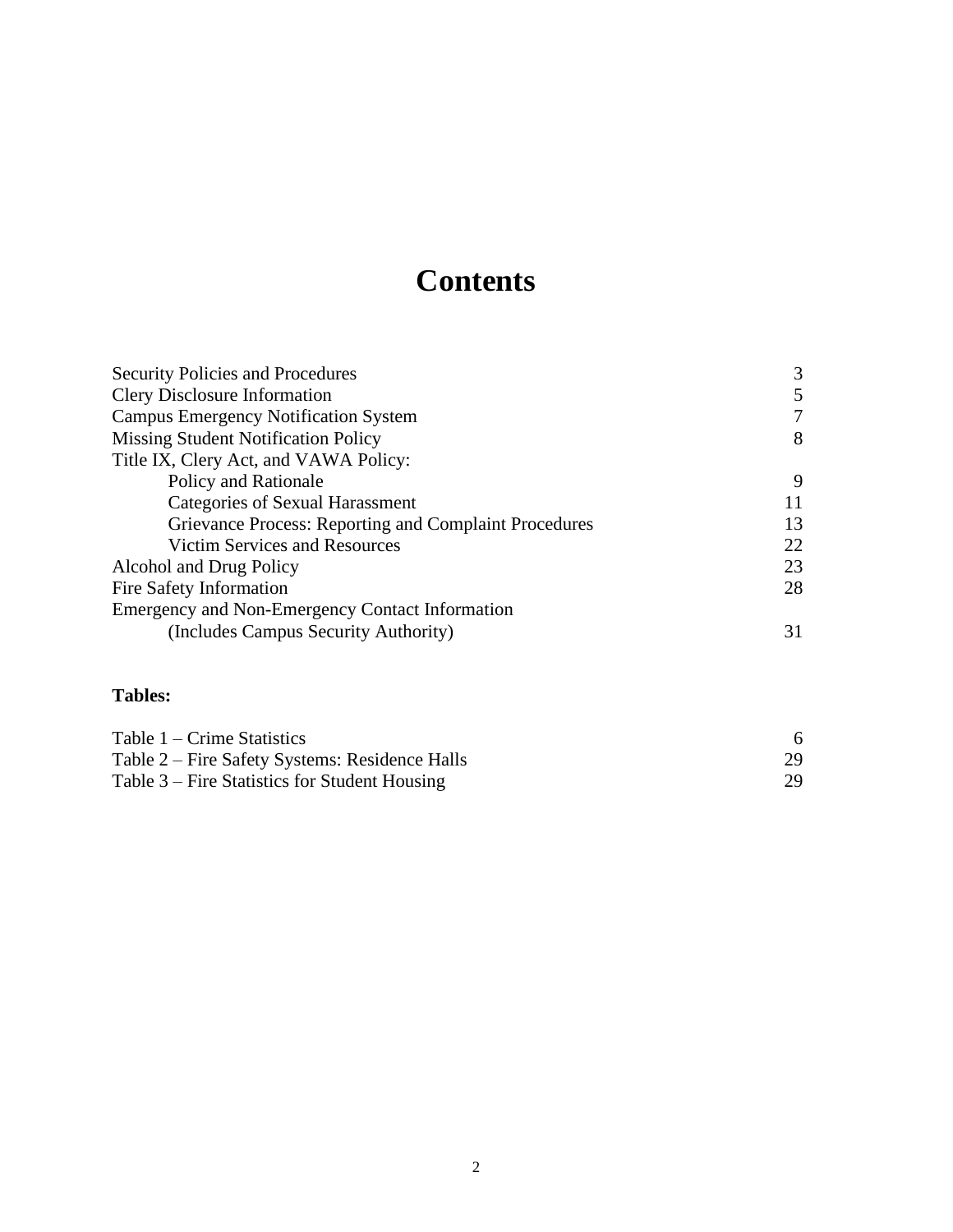# Contents

| | |
|---|---|
| Security Policies and Procedures | 3 |
| Clery Disclosure Information | 5 |
| Campus Emergency Notification System | 7 |
| Missing Student Notification Policy | 8 |
| Title IX, Clery Act, and VAWA Policy: | |
| Policy and Rationale | 9 |
| Categories of Sexual Harassment | 11 |
| Grievance Process: Reporting and Complaint Procedures | 13 |
| Victim Services and Resources | 22 |
| Alcohol and Drug Policy | 23 |
| Fire Safety Information | 28 |
| Emergency and Non-Emergency Contact Information (Includes Campus Security Authority) | 31 |

**Tables:**

| | |
|---|---|
| Table 1 – Crime Statistics | 6 |
| Table 2 – Fire Safety Systems: Residence Halls | 29 |
| Table 3 – Fire Statistics for Student Housing | 29 |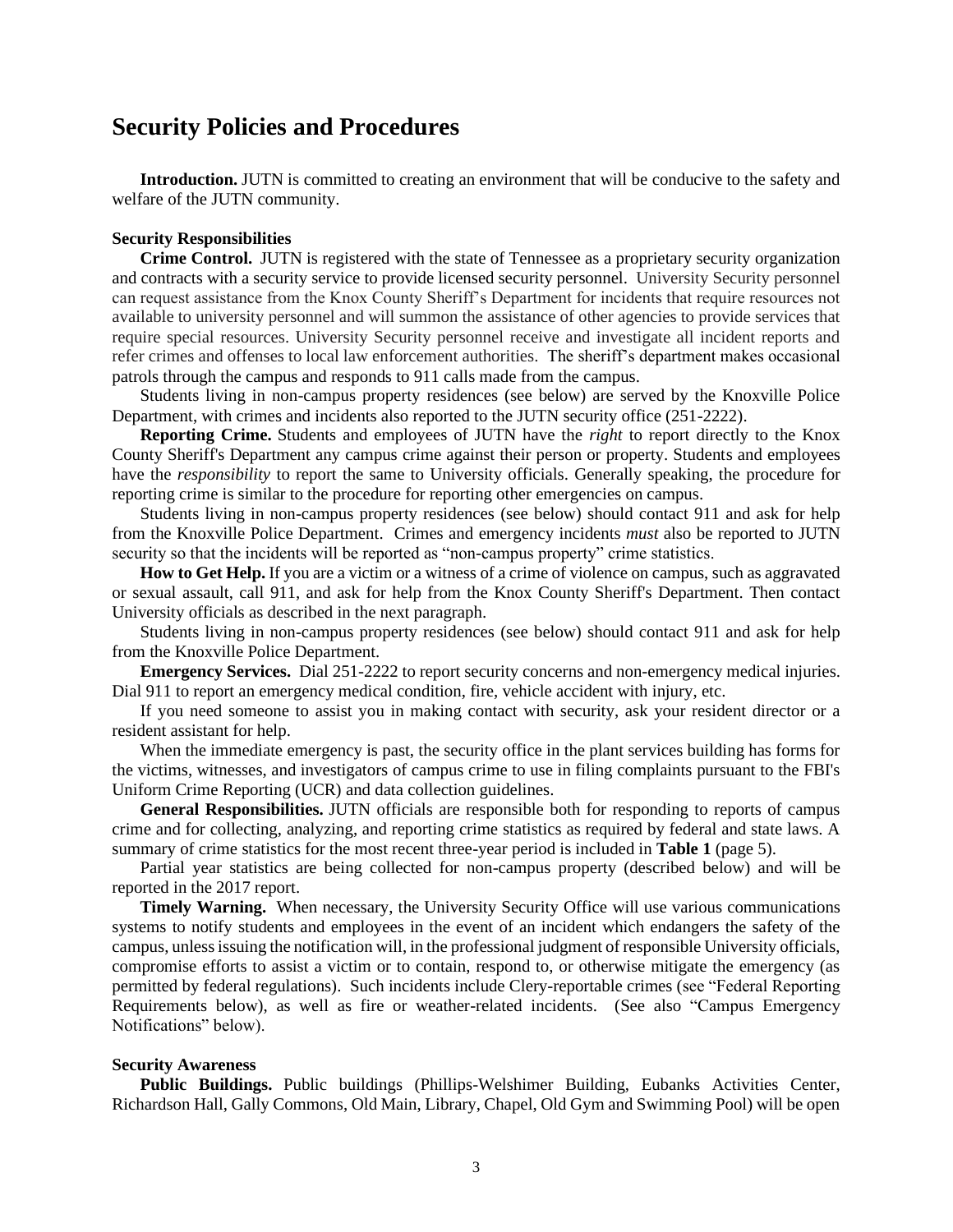# Security Policies and Procedures

**Introduction.** JUTN is committed to creating an environment that will be conducive to the safety and welfare of the JUTN community.

**Security Responsibilities**

**Crime Control.** JUTN is registered with the state of Tennessee as a proprietary security organization and contracts with a security service to provide licensed security personnel. University Security personnel can request assistance from the Knox County Sheriff's Department for incidents that require resources not available to university personnel and will summon the assistance of other agencies to provide services that require special resources. University Security personnel receive and investigate all incident reports and refer crimes and offenses to local law enforcement authorities. The sheriff's department makes occasional patrols through the campus and responds to 911 calls made from the campus.

Students living in non-campus property residences (see below) are served by the Knoxville Police Department, with crimes and incidents also reported to the JUTN security office (251-2222).

**Reporting Crime.** Students and employees of JUTN have the *right* to report directly to the Knox County Sheriff's Department any campus crime against their person or property. Students and employees have the *responsibility* to report the same to University officials. Generally speaking, the procedure for reporting crime is similar to the procedure for reporting other emergencies on campus.

Students living in non-campus property residences (see below) should contact 911 and ask for help from the Knoxville Police Department. Crimes and emergency incidents *must* also be reported to JUTN security so that the incidents will be reported as "non-campus property" crime statistics.

**How to Get Help.** If you are a victim or a witness of a crime of violence on campus, such as aggravated or sexual assault, call 911, and ask for help from the Knox County Sheriff's Department. Then contact University officials as described in the next paragraph.

Students living in non-campus property residences (see below) should contact 911 and ask for help from the Knoxville Police Department.

**Emergency Services.** Dial 251-2222 to report security concerns and non-emergency medical injuries. Dial 911 to report an emergency medical condition, fire, vehicle accident with injury, etc.

If you need someone to assist you in making contact with security, ask your resident director or a resident assistant for help.

When the immediate emergency is past, the security office in the plant services building has forms for the victims, witnesses, and investigators of campus crime to use in filing complaints pursuant to the FBI's Uniform Crime Reporting (UCR) and data collection guidelines.

**General Responsibilities.** JUTN officials are responsible both for responding to reports of campus crime and for collecting, analyzing, and reporting crime statistics as required by federal and state laws. A summary of crime statistics for the most recent three-year period is included in **Table 1** (page 5).

Partial year statistics are being collected for non-campus property (described below) and will be reported in the 2017 report.

**Timely Warning.** When necessary, the University Security Office will use various communications systems to notify students and employees in the event of an incident which endangers the safety of the campus, unless issuing the notification will, in the professional judgment of responsible University officials, compromise efforts to assist a victim or to contain, respond to, or otherwise mitigate the emergency (as permitted by federal regulations). Such incidents include Clery-reportable crimes (see "Federal Reporting Requirements below), as well as fire or weather-related incidents. (See also "Campus Emergency Notifications" below).

**Security Awareness**

**Public Buildings.** Public buildings (Phillips-Welshimer Building, Eubanks Activities Center, Richardson Hall, Gally Commons, Old Main, Library, Chapel, Old Gym and Swimming Pool) will be open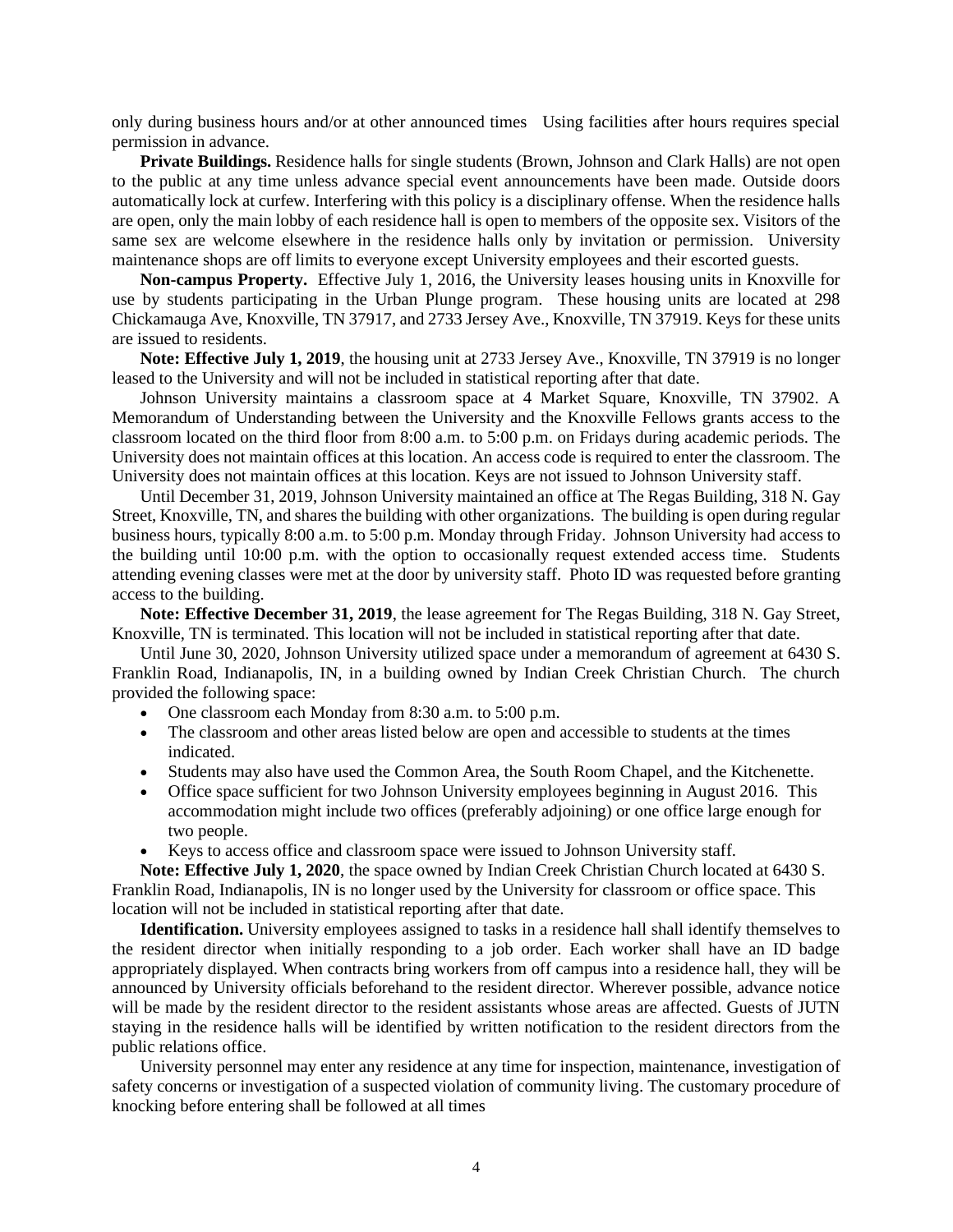only during business hours and/or at other announced times Using facilities after hours requires special permission in advance.

**Private Buildings.** Residence halls for single students (Brown, Johnson and Clark Halls) are not open to the public at any time unless advance special event announcements have been made. Outside doors automatically lock at curfew. Interfering with this policy is a disciplinary offense. When the residence halls are open, only the main lobby of each residence hall is open to members of the opposite sex. Visitors of the same sex are welcome elsewhere in the residence halls only by invitation or permission. University maintenance shops are off limits to everyone except University employees and their escorted guests.

**Non-campus Property.** Effective July 1, 2016, the University leases housing units in Knoxville for use by students participating in the Urban Plunge program. These housing units are located at 298 Chickamauga Ave, Knoxville, TN 37917, and 2733 Jersey Ave., Knoxville, TN 37919. Keys for these units are issued to residents.

**Note: Effective July 1, 2019**, the housing unit at 2733 Jersey Ave., Knoxville, TN 37919 is no longer leased to the University and will not be included in statistical reporting after that date.

Johnson University maintains a classroom space at 4 Market Square, Knoxville, TN 37902. A Memorandum of Understanding between the University and the Knoxville Fellows grants access to the classroom located on the third floor from 8:00 a.m. to 5:00 p.m. on Fridays during academic periods. The University does not maintain offices at this location. An access code is required to enter the classroom. The University does not maintain offices at this location. Keys are not issued to Johnson University staff.

Until December 31, 2019, Johnson University maintained an office at The Regas Building, 318 N. Gay Street, Knoxville, TN, and shares the building with other organizations. The building is open during regular business hours, typically 8:00 a.m. to 5:00 p.m. Monday through Friday. Johnson University had access to the building until 10:00 p.m. with the option to occasionally request extended access time. Students attending evening classes were met at the door by university staff. Photo ID was requested before granting access to the building.

**Note: Effective December 31, 2019**, the lease agreement for The Regas Building, 318 N. Gay Street, Knoxville, TN is terminated. This location will not be included in statistical reporting after that date.

Until June 30, 2020, Johnson University utilized space under a memorandum of agreement at 6430 S. Franklin Road, Indianapolis, IN, in a building owned by Indian Creek Christian Church. The church provided the following space:

- One classroom each Monday from 8:30 a.m. to 5:00 p.m.
- The classroom and other areas listed below are open and accessible to students at the times indicated.
- Students may also have used the Common Area, the South Room Chapel, and the Kitchenette.
- Office space sufficient for two Johnson University employees beginning in August 2016. This accommodation might include two offices (preferably adjoining) or one office large enough for two people.
- Keys to access office and classroom space were issued to Johnson University staff.

**Note: Effective July 1, 2020**, the space owned by Indian Creek Christian Church located at 6430 S. Franklin Road, Indianapolis, IN is no longer used by the University for classroom or office space. This location will not be included in statistical reporting after that date.

**Identification.** University employees assigned to tasks in a residence hall shall identify themselves to the resident director when initially responding to a job order. Each worker shall have an ID badge appropriately displayed. When contracts bring workers from off campus into a residence hall, they will be announced by University officials beforehand to the resident director. Wherever possible, advance notice will be made by the resident director to the resident assistants whose areas are affected. Guests of JUTN staying in the residence halls will be identified by written notification to the resident directors from the public relations office.

University personnel may enter any residence at any time for inspection, maintenance, investigation of safety concerns or investigation of a suspected violation of community living. The customary procedure of knocking before entering shall be followed at all times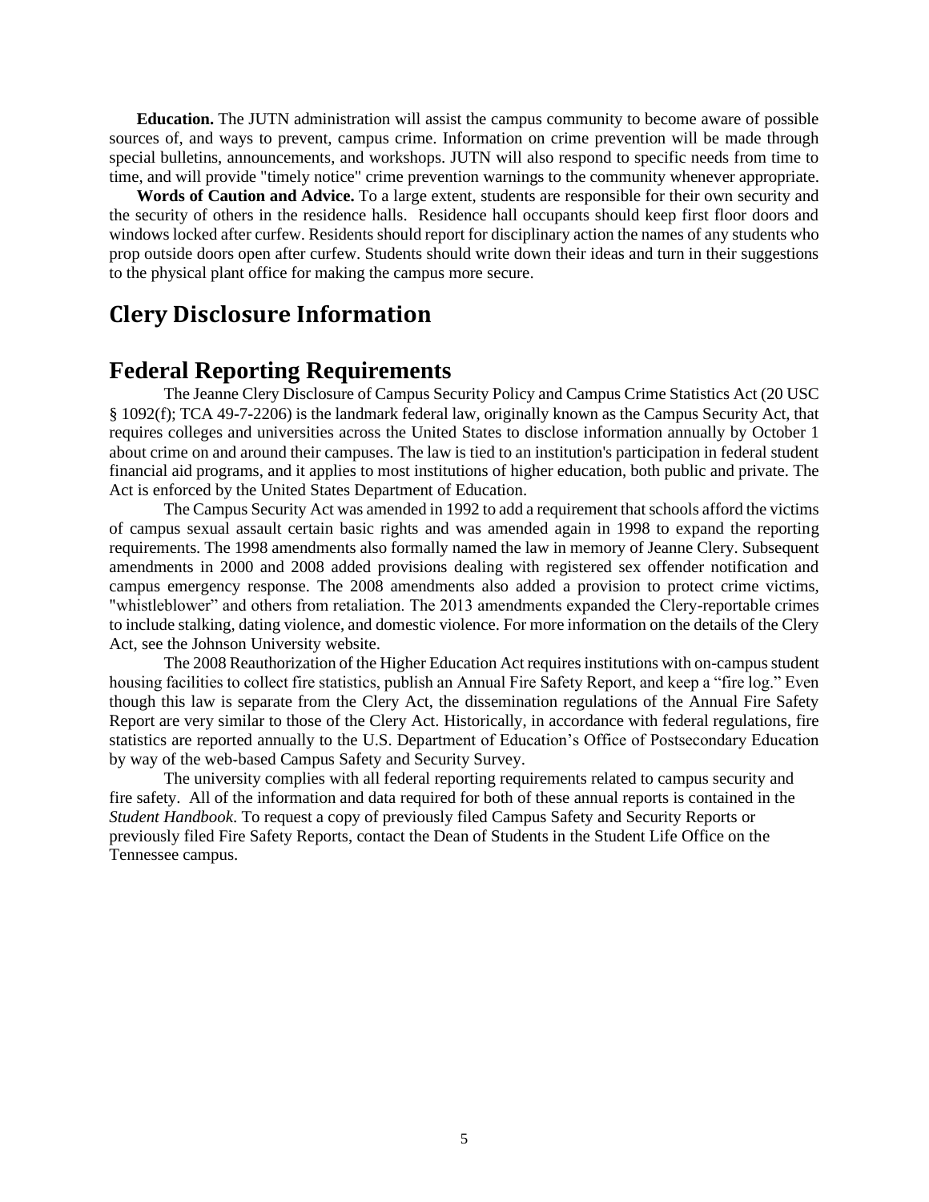**Education.** The JUTN administration will assist the campus community to become aware of possible sources of, and ways to prevent, campus crime. Information on crime prevention will be made through special bulletins, announcements, and workshops. JUTN will also respond to specific needs from time to time, and will provide "timely notice" crime prevention warnings to the community whenever appropriate.

**Words of Caution and Advice.** To a large extent, students are responsible for their own security and the security of others in the residence halls. Residence hall occupants should keep first floor doors and windows locked after curfew. Residents should report for disciplinary action the names of any students who prop outside doors open after curfew. Students should write down their ideas and turn in their suggestions to the physical plant office for making the campus more secure.

# Clery Disclosure Information

## Federal Reporting Requirements

The Jeanne Clery Disclosure of Campus Security Policy and Campus Crime Statistics Act (20 USC § 1092(f); TCA 49-7-2206) is the landmark federal law, originally known as the Campus Security Act, that requires colleges and universities across the United States to disclose information annually by October 1 about crime on and around their campuses. The law is tied to an institution's participation in federal student financial aid programs, and it applies to most institutions of higher education, both public and private. The Act is enforced by the United States Department of Education.

The Campus Security Act was amended in 1992 to add a requirement that schools afford the victims of campus sexual assault certain basic rights and was amended again in 1998 to expand the reporting requirements. The 1998 amendments also formally named the law in memory of Jeanne Clery. Subsequent amendments in 2000 and 2008 added provisions dealing with registered sex offender notification and campus emergency response. The 2008 amendments also added a provision to protect crime victims, "whistleblower" and others from retaliation. The 2013 amendments expanded the Clery-reportable crimes to include stalking, dating violence, and domestic violence. For more information on the details of the Clery Act, see the Johnson University website.

The 2008 Reauthorization of the Higher Education Act requires institutions with on-campus student housing facilities to collect fire statistics, publish an Annual Fire Safety Report, and keep a "fire log." Even though this law is separate from the Clery Act, the dissemination regulations of the Annual Fire Safety Report are very similar to those of the Clery Act. Historically, in accordance with federal regulations, fire statistics are reported annually to the U.S. Department of Education's Office of Postsecondary Education by way of the web-based Campus Safety and Security Survey.

The university complies with all federal reporting requirements related to campus security and fire safety. All of the information and data required for both of these annual reports is contained in the *Student Handbook*. To request a copy of previously filed Campus Safety and Security Reports or previously filed Fire Safety Reports, contact the Dean of Students in the Student Life Office on the Tennessee campus.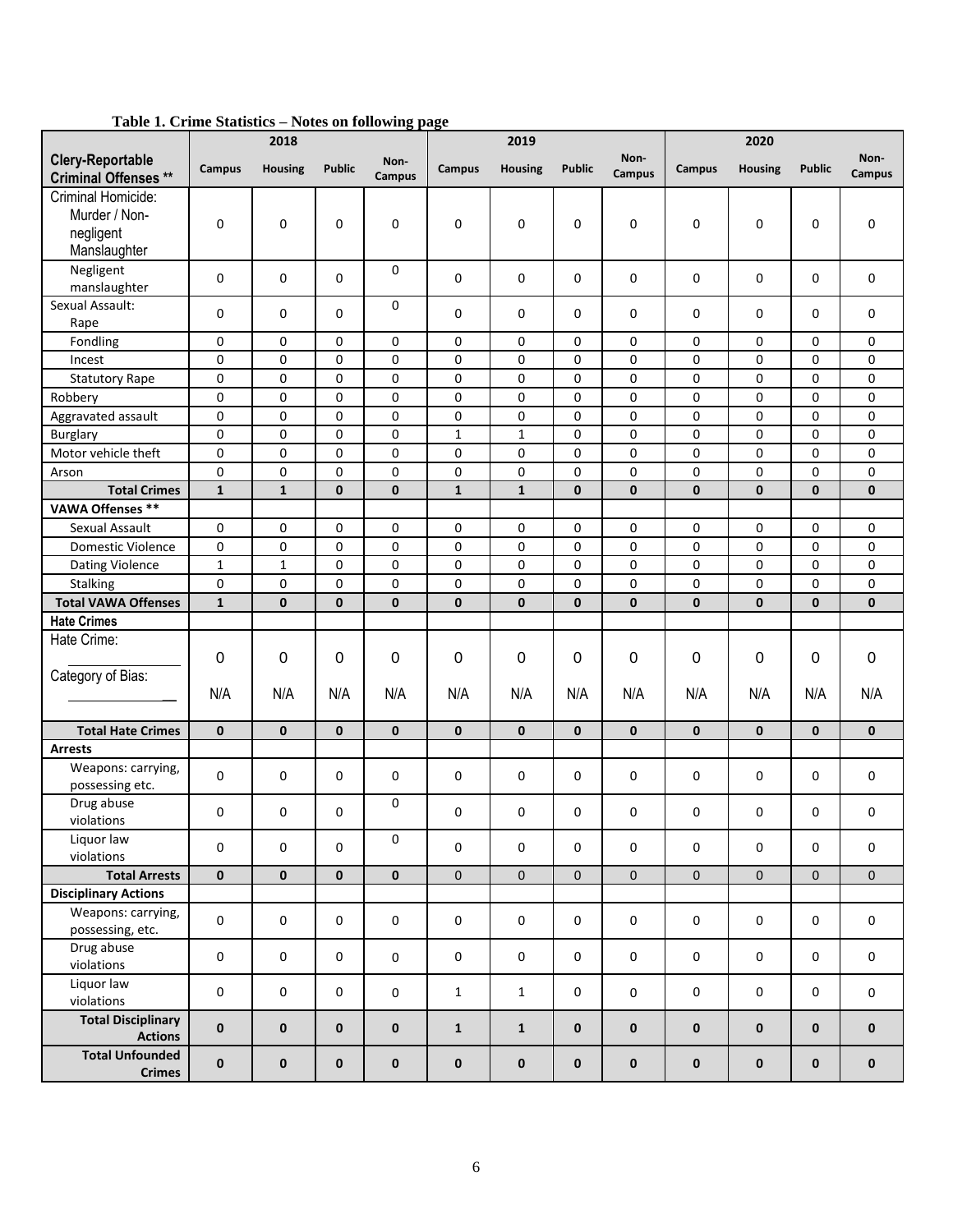**Table 1. Crime Statistics – Notes on following page**

| Clery-Reportable Criminal Offenses ** | 2018 | | | | 2019 | | | | 2020 | | | |
|---|---|---|---|---|---|---|---|---|---|---|---|---|
| | Campus | Housing | Public | Non-Campus | Campus | Housing | Public | Non-Campus | Campus | Housing | Public | Non-Campus |
| Criminal Homicide: Murder / Non-negligent Manslaughter | 0 | 0 | 0 | 0 | 0 | 0 | 0 | 0 | 0 | 0 | 0 | 0 |
| Negligent manslaughter | 0 | 0 | 0 | 0 | 0 | 0 | 0 | 0 | 0 | 0 | 0 | 0 |
| Sexual Assault: Rape | 0 | 0 | 0 | 0 | 0 | 0 | 0 | 0 | 0 | 0 | 0 | 0 |
| Fondling | 0 | 0 | 0 | 0 | 0 | 0 | 0 | 0 | 0 | 0 | 0 | 0 |
| Incest | 0 | 0 | 0 | 0 | 0 | 0 | 0 | 0 | 0 | 0 | 0 | 0 |
| Statutory Rape | 0 | 0 | 0 | 0 | 0 | 0 | 0 | 0 | 0 | 0 | 0 | 0 |
| Robbery | 0 | 0 | 0 | 0 | 0 | 0 | 0 | 0 | 0 | 0 | 0 | 0 |
| Aggravated assault | 0 | 0 | 0 | 0 | 0 | 0 | 0 | 0 | 0 | 0 | 0 | 0 |
| Burglary | 0 | 0 | 0 | 0 | 1 | 1 | 0 | 0 | 0 | 0 | 0 | 0 |
| Motor vehicle theft | 0 | 0 | 0 | 0 | 0 | 0 | 0 | 0 | 0 | 0 | 0 | 0 |
| Arson | 0 | 0 | 0 | 0 | 0 | 0 | 0 | 0 | 0 | 0 | 0 | 0 |
| **Total Crimes** | **1** | **1** | **0** | **0** | **1** | **1** | **0** | **0** | **0** | **0** | **0** | **0** |
| **VAWA Offenses \*\*** | | | | | | | | | | | | |
| Sexual Assault | 0 | 0 | 0 | 0 | 0 | 0 | 0 | 0 | 0 | 0 | 0 | 0 |
| Domestic Violence | 0 | 0 | 0 | 0 | 0 | 0 | 0 | 0 | 0 | 0 | 0 | 0 |
| Dating Violence | 1 | 1 | 0 | 0 | 0 | 0 | 0 | 0 | 0 | 0 | 0 | 0 |
| Stalking | 0 | 0 | 0 | 0 | 0 | 0 | 0 | 0 | 0 | 0 | 0 | 0 |
| **Total VAWA Offenses** | **1** | **0** | **0** | **0** | **0** | **0** | **0** | **0** | **0** | **0** | **0** | **0** |
| **Hate Crimes** | | | | | | | | | | | | |
| Hate Crime: ________ | 0 | 0 | 0 | 0 | 0 | 0 | 0 | 0 | 0 | 0 | 0 | 0 |
| Category of Bias: ________ | N/A | N/A | N/A | N/A | N/A | N/A | N/A | N/A | N/A | N/A | N/A | N/A |
| **Total Hate Crimes** | **0** | **0** | **0** | **0** | **0** | **0** | **0** | **0** | **0** | **0** | **0** | **0** |
| **Arrests** | | | | | | | | | | | | |
| Weapons: carrying, possessing etc. | 0 | 0 | 0 | 0 | 0 | 0 | 0 | 0 | 0 | 0 | 0 | 0 |
| Drug abuse violations | 0 | 0 | 0 | 0 | 0 | 0 | 0 | 0 | 0 | 0 | 0 | 0 |
| Liquor law violations | 0 | 0 | 0 | 0 | 0 | 0 | 0 | 0 | 0 | 0 | 0 | 0 |
| **Total Arrests** | **0** | **0** | **0** | **0** | 0 | 0 | 0 | 0 | 0 | 0 | 0 | 0 |
| **Disciplinary Actions** | | | | | | | | | | | | |
| Weapons: carrying, possessing, etc. | 0 | 0 | 0 | 0 | 0 | 0 | 0 | 0 | 0 | 0 | 0 | 0 |
| Drug abuse violations | 0 | 0 | 0 | 0 | 0 | 0 | 0 | 0 | 0 | 0 | 0 | 0 |
| Liquor law violations | 0 | 0 | 0 | 0 | 1 | 1 | 0 | 0 | 0 | 0 | 0 | 0 |
| **Total Disciplinary Actions** | **0** | **0** | **0** | **0** | **1** | **1** | **0** | **0** | **0** | **0** | **0** | **0** |
| **Total Unfounded Crimes** | **0** | **0** | **0** | **0** | **0** | **0** | **0** | **0** | **0** | **0** | **0** | **0** |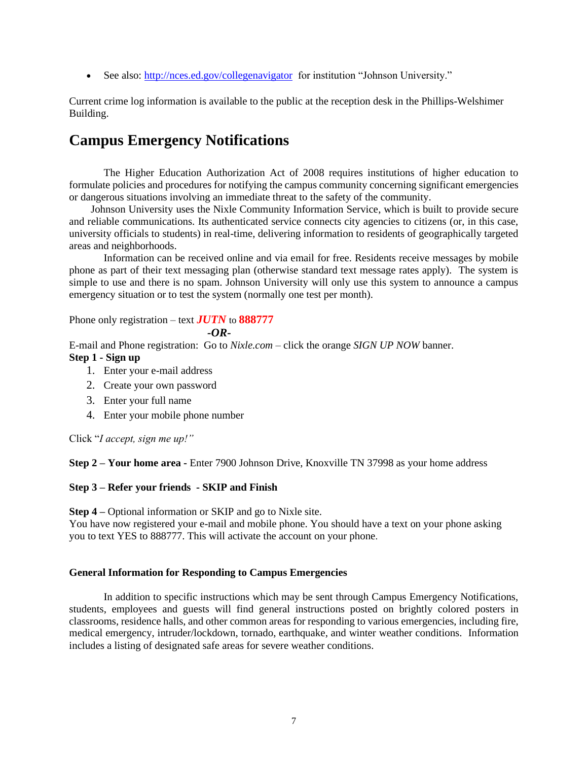- See also: http://nces.ed.gov/collegenavigator for institution "Johnson University."

Current crime log information is available to the public at the reception desk in the Phillips-Welshimer Building.

## Campus Emergency Notifications

The Higher Education Authorization Act of 2008 requires institutions of higher education to formulate policies and procedures for notifying the campus community concerning significant emergencies or dangerous situations involving an immediate threat to the safety of the community.

Johnson University uses the Nixle Community Information Service, which is built to provide secure and reliable communications. Its authenticated service connects city agencies to citizens (or, in this case, university officials to students) in real-time, delivering information to residents of geographically targeted areas and neighborhoods.

Information can be received online and via email for free. Residents receive messages by mobile phone as part of their text messaging plan (otherwise standard text message rates apply). The system is simple to use and there is no spam. Johnson University will only use this system to announce a campus emergency situation or to test the system (normally one test per month).

Phone only registration – text ***JUTN*** to **888777**

***-OR-***

E-mail and Phone registration: Go to *Nixle.com* – click the orange *SIGN UP NOW* banner.

**Step 1 - Sign up**

1. Enter your e-mail address
2. Create your own password
3. Enter your full name
4. Enter your mobile phone number

Click "*I accept, sign me up!"*

**Step 2 – Your home area -** Enter 7900 Johnson Drive, Knoxville TN 37998 as your home address

**Step 3 – Refer your friends - SKIP and Finish**

**Step 4 –** Optional information or SKIP and go to Nixle site.
You have now registered your e-mail and mobile phone. You should have a text on your phone asking you to text YES to 888777. This will activate the account on your phone.

#### General Information for Responding to Campus Emergencies

In addition to specific instructions which may be sent through Campus Emergency Notifications, students, employees and guests will find general instructions posted on brightly colored posters in classrooms, residence halls, and other common areas for responding to various emergencies, including fire, medical emergency, intruder/lockdown, tornado, earthquake, and winter weather conditions. Information includes a listing of designated safe areas for severe weather conditions.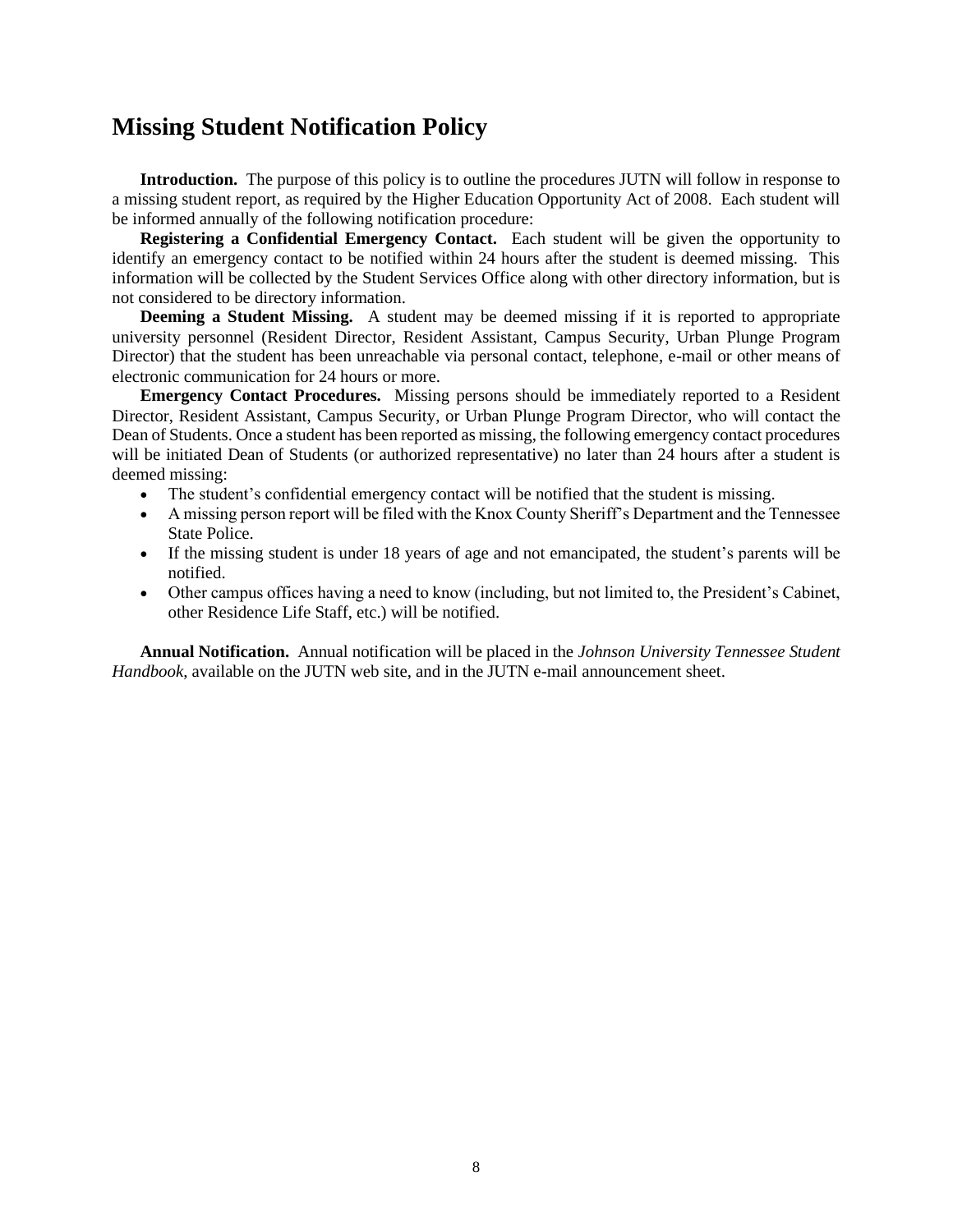# Missing Student Notification Policy

**Introduction.** The purpose of this policy is to outline the procedures JUTN will follow in response to a missing student report, as required by the Higher Education Opportunity Act of 2008. Each student will be informed annually of the following notification procedure:

**Registering a Confidential Emergency Contact.** Each student will be given the opportunity to identify an emergency contact to be notified within 24 hours after the student is deemed missing. This information will be collected by the Student Services Office along with other directory information, but is not considered to be directory information.

**Deeming a Student Missing.** A student may be deemed missing if it is reported to appropriate university personnel (Resident Director, Resident Assistant, Campus Security, Urban Plunge Program Director) that the student has been unreachable via personal contact, telephone, e-mail or other means of electronic communication for 24 hours or more.

**Emergency Contact Procedures.** Missing persons should be immediately reported to a Resident Director, Resident Assistant, Campus Security, or Urban Plunge Program Director, who will contact the Dean of Students. Once a student has been reported as missing, the following emergency contact procedures will be initiated Dean of Students (or authorized representative) no later than 24 hours after a student is deemed missing:

- The student's confidential emergency contact will be notified that the student is missing.
- A missing person report will be filed with the Knox County Sheriff's Department and the Tennessee State Police.
- If the missing student is under 18 years of age and not emancipated, the student's parents will be notified.
- Other campus offices having a need to know (including, but not limited to, the President's Cabinet, other Residence Life Staff, etc.) will be notified.

**Annual Notification.** Annual notification will be placed in the *Johnson University Tennessee Student Handbook*, available on the JUTN web site, and in the JUTN e-mail announcement sheet.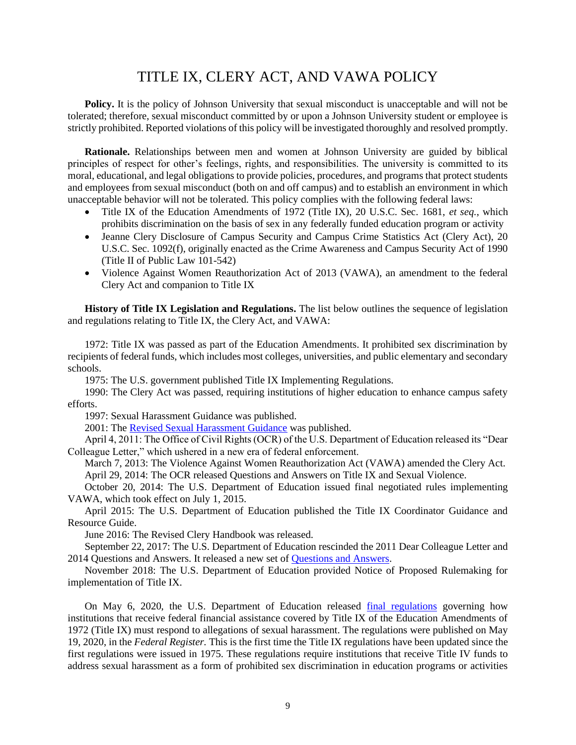# TITLE IX, CLERY ACT, AND VAWA POLICY

**Policy.** It is the policy of Johnson University that sexual misconduct is unacceptable and will not be tolerated; therefore, sexual misconduct committed by or upon a Johnson University student or employee is strictly prohibited. Reported violations of this policy will be investigated thoroughly and resolved promptly.

**Rationale.** Relationships between men and women at Johnson University are guided by biblical principles of respect for other's feelings, rights, and responsibilities. The university is committed to its moral, educational, and legal obligations to provide policies, procedures, and programs that protect students and employees from sexual misconduct (both on and off campus) and to establish an environment in which unacceptable behavior will not be tolerated. This policy complies with the following federal laws:

- Title IX of the Education Amendments of 1972 (Title IX), 20 U.S.C. Sec. 1681, *et seq.*, which prohibits discrimination on the basis of sex in any federally funded education program or activity
- Jeanne Clery Disclosure of Campus Security and Campus Crime Statistics Act (Clery Act), 20 U.S.C. Sec. 1092(f), originally enacted as the Crime Awareness and Campus Security Act of 1990 (Title II of Public Law 101-542)
- Violence Against Women Reauthorization Act of 2013 (VAWA), an amendment to the federal Clery Act and companion to Title IX

**History of Title IX Legislation and Regulations.** The list below outlines the sequence of legislation and regulations relating to Title IX, the Clery Act, and VAWA:

1972: Title IX was passed as part of the Education Amendments. It prohibited sex discrimination by recipients of federal funds, which includes most colleges, universities, and public elementary and secondary schools.

1975: The U.S. government published Title IX Implementing Regulations.

1990: The Clery Act was passed, requiring institutions of higher education to enhance campus safety efforts.

1997: Sexual Harassment Guidance was published.

2001: The Revised Sexual Harassment Guidance was published.

April 4, 2011: The Office of Civil Rights (OCR) of the U.S. Department of Education released its "Dear Colleague Letter," which ushered in a new era of federal enforcement.

March 7, 2013: The Violence Against Women Reauthorization Act (VAWA) amended the Clery Act.

April 29, 2014: The OCR released Questions and Answers on Title IX and Sexual Violence.

October 20, 2014: The U.S. Department of Education issued final negotiated rules implementing VAWA, which took effect on July 1, 2015.

April 2015: The U.S. Department of Education published the Title IX Coordinator Guidance and Resource Guide.

June 2016: The Revised Clery Handbook was released.

September 22, 2017: The U.S. Department of Education rescinded the 2011 Dear Colleague Letter and 2014 Questions and Answers. It released a new set of Questions and Answers.

November 2018: The U.S. Department of Education provided Notice of Proposed Rulemaking for implementation of Title IX.

On May 6, 2020, the U.S. Department of Education released final regulations governing how institutions that receive federal financial assistance covered by Title IX of the Education Amendments of 1972 (Title IX) must respond to allegations of sexual harassment. The regulations were published on May 19, 2020, in the *Federal Register*. This is the first time the Title IX regulations have been updated since the first regulations were issued in 1975. These regulations require institutions that receive Title IV funds to address sexual harassment as a form of prohibited sex discrimination in education programs or activities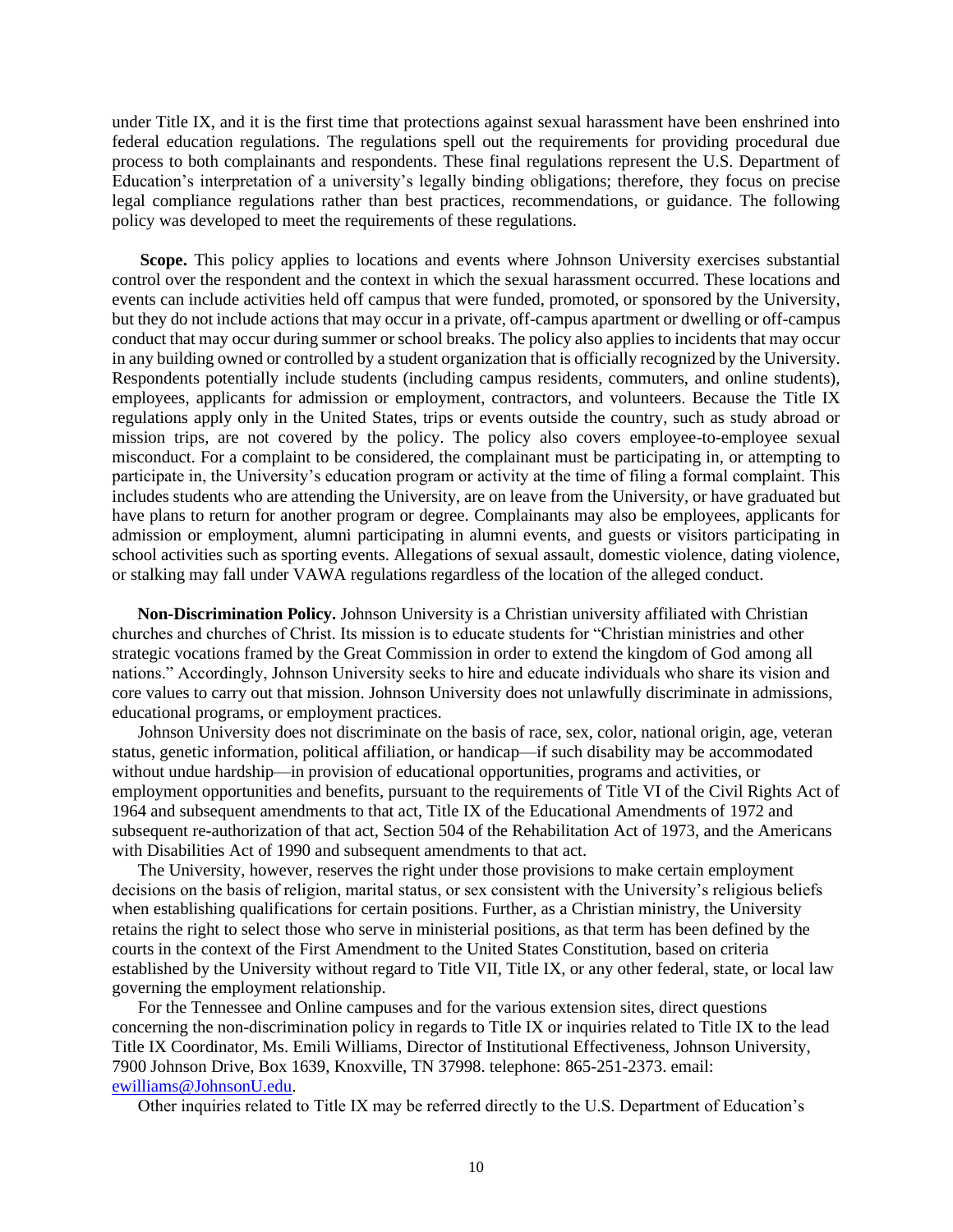under Title IX, and it is the first time that protections against sexual harassment have been enshrined into federal education regulations. The regulations spell out the requirements for providing procedural due process to both complainants and respondents. These final regulations represent the U.S. Department of Education's interpretation of a university's legally binding obligations; therefore, they focus on precise legal compliance regulations rather than best practices, recommendations, or guidance. The following policy was developed to meet the requirements of these regulations.

**Scope.** This policy applies to locations and events where Johnson University exercises substantial control over the respondent and the context in which the sexual harassment occurred. These locations and events can include activities held off campus that were funded, promoted, or sponsored by the University, but they do not include actions that may occur in a private, off-campus apartment or dwelling or off-campus conduct that may occur during summer or school breaks. The policy also applies to incidents that may occur in any building owned or controlled by a student organization that is officially recognized by the University. Respondents potentially include students (including campus residents, commuters, and online students), employees, applicants for admission or employment, contractors, and volunteers. Because the Title IX regulations apply only in the United States, trips or events outside the country, such as study abroad or mission trips, are not covered by the policy. The policy also covers employee-to-employee sexual misconduct. For a complaint to be considered, the complainant must be participating in, or attempting to participate in, the University's education program or activity at the time of filing a formal complaint. This includes students who are attending the University, are on leave from the University, or have graduated but have plans to return for another program or degree. Complainants may also be employees, applicants for admission or employment, alumni participating in alumni events, and guests or visitors participating in school activities such as sporting events. Allegations of sexual assault, domestic violence, dating violence, or stalking may fall under VAWA regulations regardless of the location of the alleged conduct.

**Non-Discrimination Policy.** Johnson University is a Christian university affiliated with Christian churches and churches of Christ. Its mission is to educate students for "Christian ministries and other strategic vocations framed by the Great Commission in order to extend the kingdom of God among all nations." Accordingly, Johnson University seeks to hire and educate individuals who share its vision and core values to carry out that mission. Johnson University does not unlawfully discriminate in admissions, educational programs, or employment practices.

Johnson University does not discriminate on the basis of race, sex, color, national origin, age, veteran status, genetic information, political affiliation, or handicap—if such disability may be accommodated without undue hardship—in provision of educational opportunities, programs and activities, or employment opportunities and benefits, pursuant to the requirements of Title VI of the Civil Rights Act of 1964 and subsequent amendments to that act, Title IX of the Educational Amendments of 1972 and subsequent re-authorization of that act, Section 504 of the Rehabilitation Act of 1973, and the Americans with Disabilities Act of 1990 and subsequent amendments to that act.

The University, however, reserves the right under those provisions to make certain employment decisions on the basis of religion, marital status, or sex consistent with the University's religious beliefs when establishing qualifications for certain positions. Further, as a Christian ministry, the University retains the right to select those who serve in ministerial positions, as that term has been defined by the courts in the context of the First Amendment to the United States Constitution, based on criteria established by the University without regard to Title VII, Title IX, or any other federal, state, or local law governing the employment relationship.

For the Tennessee and Online campuses and for the various extension sites, direct questions concerning the non-discrimination policy in regards to Title IX or inquiries related to Title IX to the lead Title IX Coordinator, Ms. Emili Williams, Director of Institutional Effectiveness, Johnson University, 7900 Johnson Drive, Box 1639, Knoxville, TN 37998. telephone: 865-251-2373. email: ewilliams@JohnsonU.edu.

Other inquiries related to Title IX may be referred directly to the U.S. Department of Education's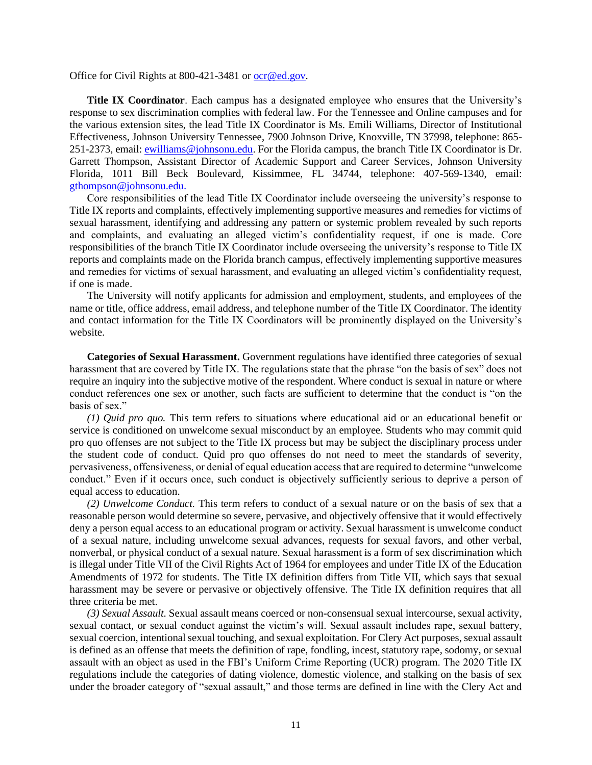Office for Civil Rights at 800-421-3481 or ocr@ed.gov.

**Title IX Coordinator**. Each campus has a designated employee who ensures that the University's response to sex discrimination complies with federal law. For the Tennessee and Online campuses and for the various extension sites, the lead Title IX Coordinator is Ms. Emili Williams, Director of Institutional Effectiveness, Johnson University Tennessee, 7900 Johnson Drive, Knoxville, TN 37998, telephone: 865-251-2373, email: ewilliams@johnsonu.edu. For the Florida campus, the branch Title IX Coordinator is Dr. Garrett Thompson, Assistant Director of Academic Support and Career Services, Johnson University Florida, 1011 Bill Beck Boulevard, Kissimmee, FL 34744, telephone: 407-569-1340, email: gthompson@johnsonu.edu.

Core responsibilities of the lead Title IX Coordinator include overseeing the university's response to Title IX reports and complaints, effectively implementing supportive measures and remedies for victims of sexual harassment, identifying and addressing any pattern or systemic problem revealed by such reports and complaints, and evaluating an alleged victim's confidentiality request, if one is made. Core responsibilities of the branch Title IX Coordinator include overseeing the university's response to Title IX reports and complaints made on the Florida branch campus, effectively implementing supportive measures and remedies for victims of sexual harassment, and evaluating an alleged victim's confidentiality request, if one is made.

The University will notify applicants for admission and employment, students, and employees of the name or title, office address, email address, and telephone number of the Title IX Coordinator. The identity and contact information for the Title IX Coordinators will be prominently displayed on the University's website.

**Categories of Sexual Harassment.** Government regulations have identified three categories of sexual harassment that are covered by Title IX. The regulations state that the phrase "on the basis of sex" does not require an inquiry into the subjective motive of the respondent. Where conduct is sexual in nature or where conduct references one sex or another, such facts are sufficient to determine that the conduct is "on the basis of sex."

*(1) Quid pro quo.* This term refers to situations where educational aid or an educational benefit or service is conditioned on unwelcome sexual misconduct by an employee. Students who may commit quid pro quo offenses are not subject to the Title IX process but may be subject the disciplinary process under the student code of conduct. Quid pro quo offenses do not need to meet the standards of severity, pervasiveness, offensiveness, or denial of equal education access that are required to determine "unwelcome conduct." Even if it occurs once, such conduct is objectively sufficiently serious to deprive a person of equal access to education.

*(2) Unwelcome Conduct.* This term refers to conduct of a sexual nature or on the basis of sex that a reasonable person would determine so severe, pervasive, and objectively offensive that it would effectively deny a person equal access to an educational program or activity. Sexual harassment is unwelcome conduct of a sexual nature, including unwelcome sexual advances, requests for sexual favors, and other verbal, nonverbal, or physical conduct of a sexual nature. Sexual harassment is a form of sex discrimination which is illegal under Title VII of the Civil Rights Act of 1964 for employees and under Title IX of the Education Amendments of 1972 for students. The Title IX definition differs from Title VII, which says that sexual harassment may be severe or pervasive or objectively offensive. The Title IX definition requires that all three criteria be met.

*(3) Sexual Assault.* Sexual assault means coerced or non-consensual sexual intercourse, sexual activity, sexual contact, or sexual conduct against the victim's will. Sexual assault includes rape, sexual battery, sexual coercion, intentional sexual touching, and sexual exploitation. For Clery Act purposes, sexual assault is defined as an offense that meets the definition of rape, fondling, incest, statutory rape, sodomy, or sexual assault with an object as used in the FBI's Uniform Crime Reporting (UCR) program. The 2020 Title IX regulations include the categories of dating violence, domestic violence, and stalking on the basis of sex under the broader category of "sexual assault," and those terms are defined in line with the Clery Act and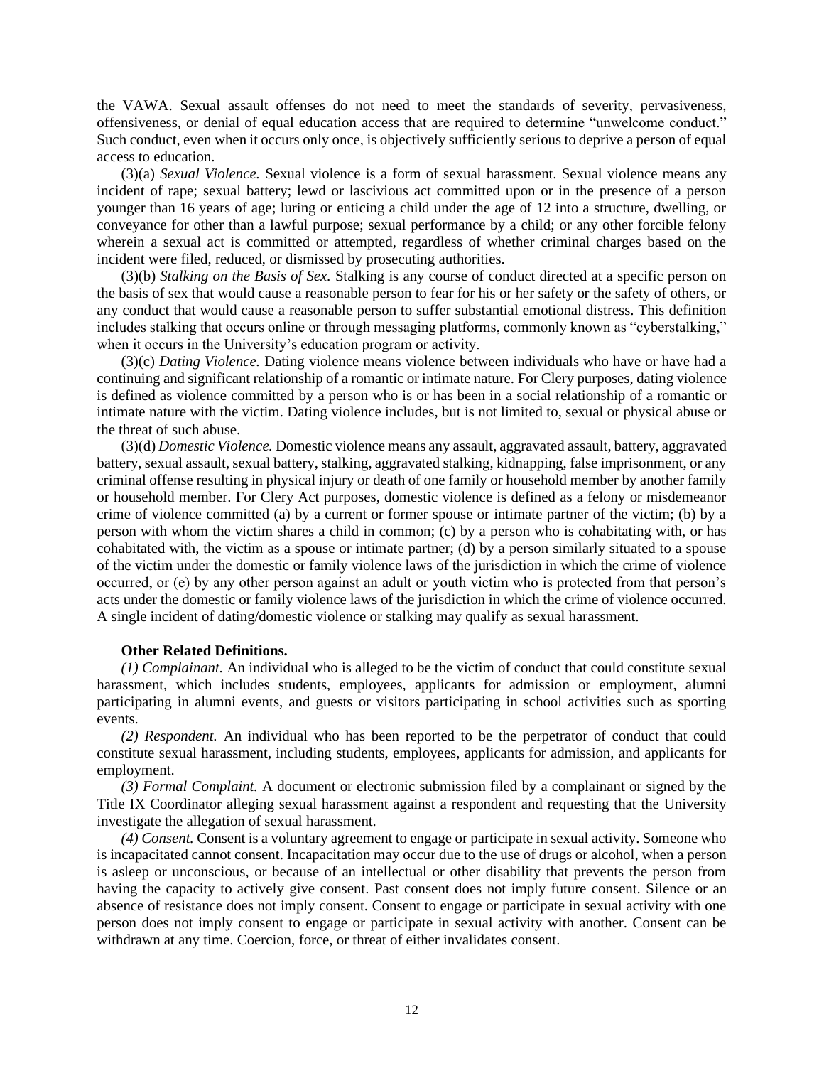the VAWA. Sexual assault offenses do not need to meet the standards of severity, pervasiveness, offensiveness, or denial of equal education access that are required to determine "unwelcome conduct." Such conduct, even when it occurs only once, is objectively sufficiently serious to deprive a person of equal access to education.

(3)(a) *Sexual Violence.* Sexual violence is a form of sexual harassment. Sexual violence means any incident of rape; sexual battery; lewd or lascivious act committed upon or in the presence of a person younger than 16 years of age; luring or enticing a child under the age of 12 into a structure, dwelling, or conveyance for other than a lawful purpose; sexual performance by a child; or any other forcible felony wherein a sexual act is committed or attempted, regardless of whether criminal charges based on the incident were filed, reduced, or dismissed by prosecuting authorities.

(3)(b) *Stalking on the Basis of Sex.* Stalking is any course of conduct directed at a specific person on the basis of sex that would cause a reasonable person to fear for his or her safety or the safety of others, or any conduct that would cause a reasonable person to suffer substantial emotional distress. This definition includes stalking that occurs online or through messaging platforms, commonly known as "cyberstalking," when it occurs in the University's education program or activity.

(3)(c) *Dating Violence.* Dating violence means violence between individuals who have or have had a continuing and significant relationship of a romantic or intimate nature. For Clery purposes, dating violence is defined as violence committed by a person who is or has been in a social relationship of a romantic or intimate nature with the victim. Dating violence includes, but is not limited to, sexual or physical abuse or the threat of such abuse.

(3)(d) *Domestic Violence.* Domestic violence means any assault, aggravated assault, battery, aggravated battery, sexual assault, sexual battery, stalking, aggravated stalking, kidnapping, false imprisonment, or any criminal offense resulting in physical injury or death of one family or household member by another family or household member. For Clery Act purposes, domestic violence is defined as a felony or misdemeanor crime of violence committed (a) by a current or former spouse or intimate partner of the victim; (b) by a person with whom the victim shares a child in common; (c) by a person who is cohabitating with, or has cohabitated with, the victim as a spouse or intimate partner; (d) by a person similarly situated to a spouse of the victim under the domestic or family violence laws of the jurisdiction in which the crime of violence occurred, or (e) by any other person against an adult or youth victim who is protected from that person's acts under the domestic or family violence laws of the jurisdiction in which the crime of violence occurred. A single incident of dating/domestic violence or stalking may qualify as sexual harassment.

**Other Related Definitions.**

*(1) Complainant.* An individual who is alleged to be the victim of conduct that could constitute sexual harassment, which includes students, employees, applicants for admission or employment, alumni participating in alumni events, and guests or visitors participating in school activities such as sporting events.

*(2) Respondent.* An individual who has been reported to be the perpetrator of conduct that could constitute sexual harassment, including students, employees, applicants for admission, and applicants for employment.

*(3) Formal Complaint.* A document or electronic submission filed by a complainant or signed by the Title IX Coordinator alleging sexual harassment against a respondent and requesting that the University investigate the allegation of sexual harassment.

*(4) Consent.* Consent is a voluntary agreement to engage or participate in sexual activity. Someone who is incapacitated cannot consent. Incapacitation may occur due to the use of drugs or alcohol, when a person is asleep or unconscious, or because of an intellectual or other disability that prevents the person from having the capacity to actively give consent. Past consent does not imply future consent. Silence or an absence of resistance does not imply consent. Consent to engage or participate in sexual activity with one person does not imply consent to engage or participate in sexual activity with another. Consent can be withdrawn at any time. Coercion, force, or threat of either invalidates consent.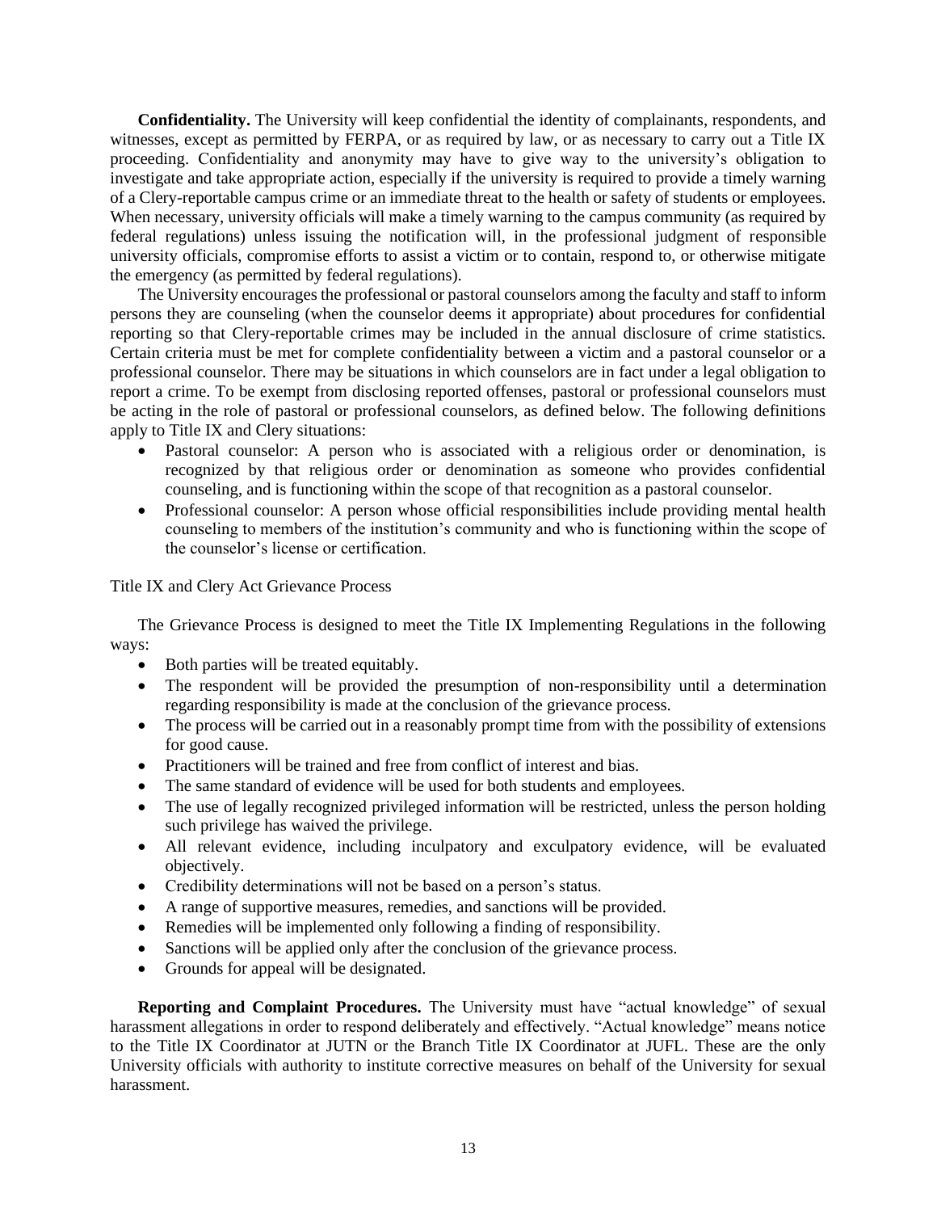**Confidentiality.** The University will keep confidential the identity of complainants, respondents, and witnesses, except as permitted by FERPA, or as required by law, or as necessary to carry out a Title IX proceeding. Confidentiality and anonymity may have to give way to the university's obligation to investigate and take appropriate action, especially if the university is required to provide a timely warning of a Clery-reportable campus crime or an immediate threat to the health or safety of students or employees. When necessary, university officials will make a timely warning to the campus community (as required by federal regulations) unless issuing the notification will, in the professional judgment of responsible university officials, compromise efforts to assist a victim or to contain, respond to, or otherwise mitigate the emergency (as permitted by federal regulations).

The University encourages the professional or pastoral counselors among the faculty and staff to inform persons they are counseling (when the counselor deems it appropriate) about procedures for confidential reporting so that Clery-reportable crimes may be included in the annual disclosure of crime statistics. Certain criteria must be met for complete confidentiality between a victim and a pastoral counselor or a professional counselor. There may be situations in which counselors are in fact under a legal obligation to report a crime. To be exempt from disclosing reported offenses, pastoral or professional counselors must be acting in the role of pastoral or professional counselors, as defined below. The following definitions apply to Title IX and Clery situations:

- Pastoral counselor: A person who is associated with a religious order or denomination, is recognized by that religious order or denomination as someone who provides confidential counseling, and is functioning within the scope of that recognition as a pastoral counselor.
- Professional counselor: A person whose official responsibilities include providing mental health counseling to members of the institution's community and who is functioning within the scope of the counselor's license or certification.

Title IX and Clery Act Grievance Process

The Grievance Process is designed to meet the Title IX Implementing Regulations in the following ways:

- Both parties will be treated equitably.
- The respondent will be provided the presumption of non-responsibility until a determination regarding responsibility is made at the conclusion of the grievance process.
- The process will be carried out in a reasonably prompt time from with the possibility of extensions for good cause.
- Practitioners will be trained and free from conflict of interest and bias.
- The same standard of evidence will be used for both students and employees.
- The use of legally recognized privileged information will be restricted, unless the person holding such privilege has waived the privilege.
- All relevant evidence, including inculpatory and exculpatory evidence, will be evaluated objectively.
- Credibility determinations will not be based on a person's status.
- A range of supportive measures, remedies, and sanctions will be provided.
- Remedies will be implemented only following a finding of responsibility.
- Sanctions will be applied only after the conclusion of the grievance process.
- Grounds for appeal will be designated.

**Reporting and Complaint Procedures.** The University must have "actual knowledge" of sexual harassment allegations in order to respond deliberately and effectively. "Actual knowledge" means notice to the Title IX Coordinator at JUTN or the Branch Title IX Coordinator at JUFL. These are the only University officials with authority to institute corrective measures on behalf of the University for sexual harassment.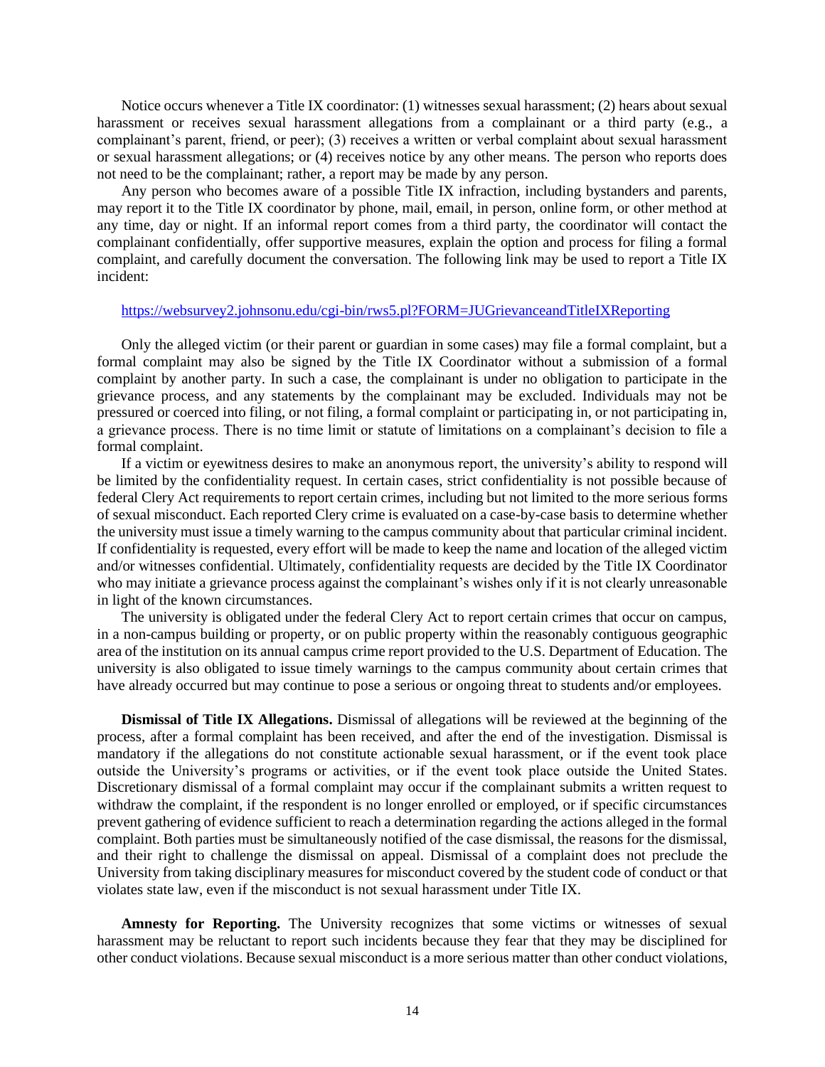Notice occurs whenever a Title IX coordinator: (1) witnesses sexual harassment; (2) hears about sexual harassment or receives sexual harassment allegations from a complainant or a third party (e.g., a complainant's parent, friend, or peer); (3) receives a written or verbal complaint about sexual harassment or sexual harassment allegations; or (4) receives notice by any other means. The person who reports does not need to be the complainant; rather, a report may be made by any person.

Any person who becomes aware of a possible Title IX infraction, including bystanders and parents, may report it to the Title IX coordinator by phone, mail, email, in person, online form, or other method at any time, day or night. If an informal report comes from a third party, the coordinator will contact the complainant confidentially, offer supportive measures, explain the option and process for filing a formal complaint, and carefully document the conversation. The following link may be used to report a Title IX incident:

https://websurvey2.johnsonu.edu/cgi-bin/rws5.pl?FORM=JUGrievanceandTitleIXReporting

Only the alleged victim (or their parent or guardian in some cases) may file a formal complaint, but a formal complaint may also be signed by the Title IX Coordinator without a submission of a formal complaint by another party. In such a case, the complainant is under no obligation to participate in the grievance process, and any statements by the complainant may be excluded. Individuals may not be pressured or coerced into filing, or not filing, a formal complaint or participating in, or not participating in, a grievance process. There is no time limit or statute of limitations on a complainant's decision to file a formal complaint.

If a victim or eyewitness desires to make an anonymous report, the university's ability to respond will be limited by the confidentiality request. In certain cases, strict confidentiality is not possible because of federal Clery Act requirements to report certain crimes, including but not limited to the more serious forms of sexual misconduct. Each reported Clery crime is evaluated on a case-by-case basis to determine whether the university must issue a timely warning to the campus community about that particular criminal incident. If confidentiality is requested, every effort will be made to keep the name and location of the alleged victim and/or witnesses confidential. Ultimately, confidentiality requests are decided by the Title IX Coordinator who may initiate a grievance process against the complainant's wishes only if it is not clearly unreasonable in light of the known circumstances.

The university is obligated under the federal Clery Act to report certain crimes that occur on campus, in a non-campus building or property, or on public property within the reasonably contiguous geographic area of the institution on its annual campus crime report provided to the U.S. Department of Education. The university is also obligated to issue timely warnings to the campus community about certain crimes that have already occurred but may continue to pose a serious or ongoing threat to students and/or employees.

**Dismissal of Title IX Allegations.** Dismissal of allegations will be reviewed at the beginning of the process, after a formal complaint has been received, and after the end of the investigation. Dismissal is mandatory if the allegations do not constitute actionable sexual harassment, or if the event took place outside the University's programs or activities, or if the event took place outside the United States. Discretionary dismissal of a formal complaint may occur if the complainant submits a written request to withdraw the complaint, if the respondent is no longer enrolled or employed, or if specific circumstances prevent gathering of evidence sufficient to reach a determination regarding the actions alleged in the formal complaint. Both parties must be simultaneously notified of the case dismissal, the reasons for the dismissal, and their right to challenge the dismissal on appeal. Dismissal of a complaint does not preclude the University from taking disciplinary measures for misconduct covered by the student code of conduct or that violates state law, even if the misconduct is not sexual harassment under Title IX.

**Amnesty for Reporting.** The University recognizes that some victims or witnesses of sexual harassment may be reluctant to report such incidents because they fear that they may be disciplined for other conduct violations. Because sexual misconduct is a more serious matter than other conduct violations,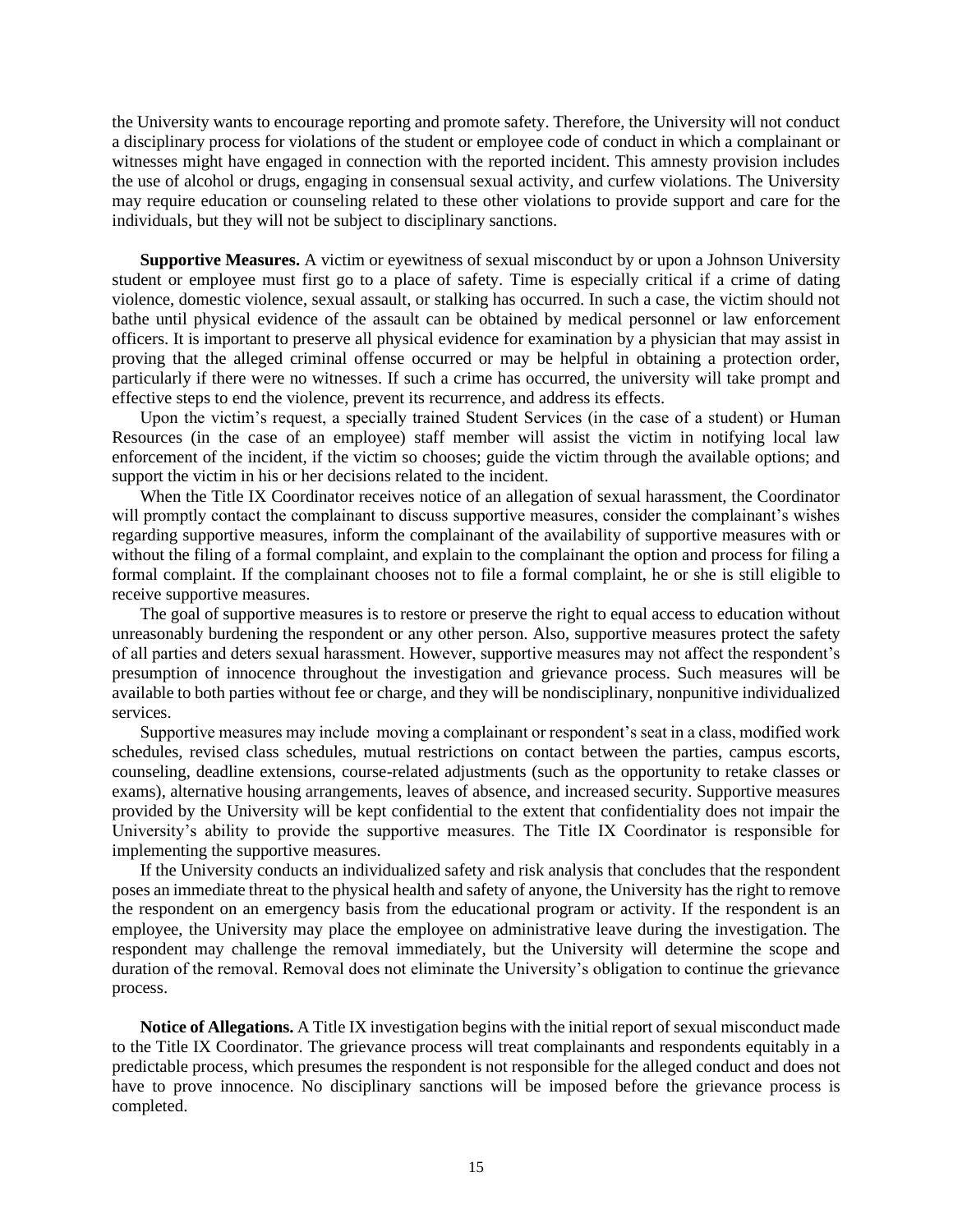the University wants to encourage reporting and promote safety. Therefore, the University will not conduct a disciplinary process for violations of the student or employee code of conduct in which a complainant or witnesses might have engaged in connection with the reported incident. This amnesty provision includes the use of alcohol or drugs, engaging in consensual sexual activity, and curfew violations. The University may require education or counseling related to these other violations to provide support and care for the individuals, but they will not be subject to disciplinary sanctions.

**Supportive Measures.** A victim or eyewitness of sexual misconduct by or upon a Johnson University student or employee must first go to a place of safety. Time is especially critical if a crime of dating violence, domestic violence, sexual assault, or stalking has occurred. In such a case, the victim should not bathe until physical evidence of the assault can be obtained by medical personnel or law enforcement officers. It is important to preserve all physical evidence for examination by a physician that may assist in proving that the alleged criminal offense occurred or may be helpful in obtaining a protection order, particularly if there were no witnesses. If such a crime has occurred, the university will take prompt and effective steps to end the violence, prevent its recurrence, and address its effects.

Upon the victim's request, a specially trained Student Services (in the case of a student) or Human Resources (in the case of an employee) staff member will assist the victim in notifying local law enforcement of the incident, if the victim so chooses; guide the victim through the available options; and support the victim in his or her decisions related to the incident.

When the Title IX Coordinator receives notice of an allegation of sexual harassment, the Coordinator will promptly contact the complainant to discuss supportive measures, consider the complainant's wishes regarding supportive measures, inform the complainant of the availability of supportive measures with or without the filing of a formal complaint, and explain to the complainant the option and process for filing a formal complaint. If the complainant chooses not to file a formal complaint, he or she is still eligible to receive supportive measures.

The goal of supportive measures is to restore or preserve the right to equal access to education without unreasonably burdening the respondent or any other person. Also, supportive measures protect the safety of all parties and deters sexual harassment. However, supportive measures may not affect the respondent's presumption of innocence throughout the investigation and grievance process. Such measures will be available to both parties without fee or charge, and they will be nondisciplinary, nonpunitive individualized services.

Supportive measures may include moving a complainant or respondent's seat in a class, modified work schedules, revised class schedules, mutual restrictions on contact between the parties, campus escorts, counseling, deadline extensions, course-related adjustments (such as the opportunity to retake classes or exams), alternative housing arrangements, leaves of absence, and increased security. Supportive measures provided by the University will be kept confidential to the extent that confidentiality does not impair the University's ability to provide the supportive measures. The Title IX Coordinator is responsible for implementing the supportive measures.

If the University conducts an individualized safety and risk analysis that concludes that the respondent poses an immediate threat to the physical health and safety of anyone, the University has the right to remove the respondent on an emergency basis from the educational program or activity. If the respondent is an employee, the University may place the employee on administrative leave during the investigation. The respondent may challenge the removal immediately, but the University will determine the scope and duration of the removal. Removal does not eliminate the University's obligation to continue the grievance process.

**Notice of Allegations.** A Title IX investigation begins with the initial report of sexual misconduct made to the Title IX Coordinator. The grievance process will treat complainants and respondents equitably in a predictable process, which presumes the respondent is not responsible for the alleged conduct and does not have to prove innocence. No disciplinary sanctions will be imposed before the grievance process is completed.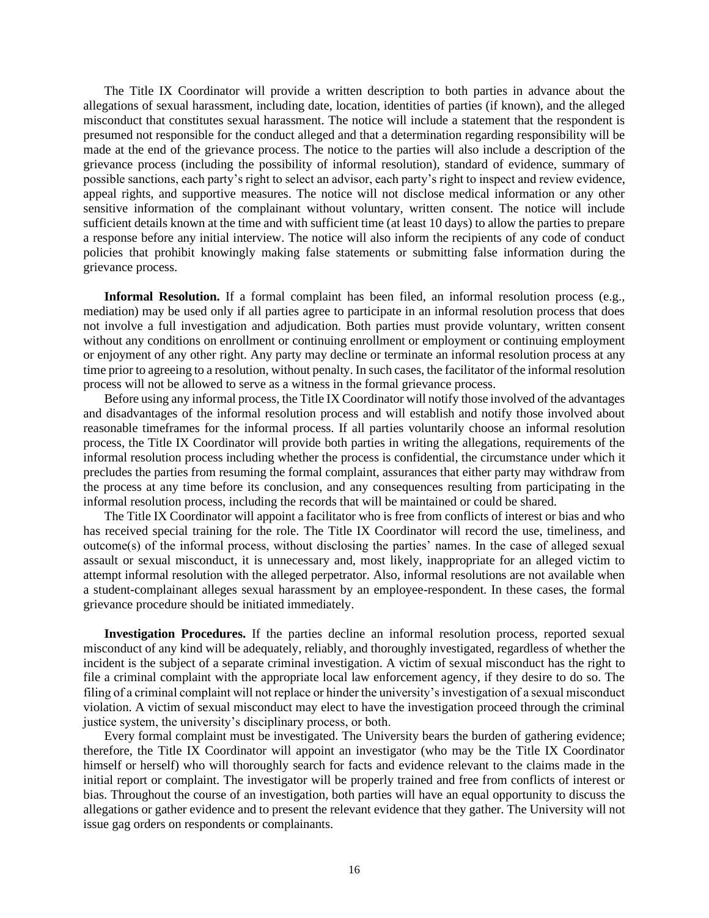The Title IX Coordinator will provide a written description to both parties in advance about the allegations of sexual harassment, including date, location, identities of parties (if known), and the alleged misconduct that constitutes sexual harassment. The notice will include a statement that the respondent is presumed not responsible for the conduct alleged and that a determination regarding responsibility will be made at the end of the grievance process. The notice to the parties will also include a description of the grievance process (including the possibility of informal resolution), standard of evidence, summary of possible sanctions, each party's right to select an advisor, each party's right to inspect and review evidence, appeal rights, and supportive measures. The notice will not disclose medical information or any other sensitive information of the complainant without voluntary, written consent. The notice will include sufficient details known at the time and with sufficient time (at least 10 days) to allow the parties to prepare a response before any initial interview. The notice will also inform the recipients of any code of conduct policies that prohibit knowingly making false statements or submitting false information during the grievance process.

**Informal Resolution.** If a formal complaint has been filed, an informal resolution process (e.g., mediation) may be used only if all parties agree to participate in an informal resolution process that does not involve a full investigation and adjudication. Both parties must provide voluntary, written consent without any conditions on enrollment or continuing enrollment or employment or continuing employment or enjoyment of any other right. Any party may decline or terminate an informal resolution process at any time prior to agreeing to a resolution, without penalty. In such cases, the facilitator of the informal resolution process will not be allowed to serve as a witness in the formal grievance process.

Before using any informal process, the Title IX Coordinator will notify those involved of the advantages and disadvantages of the informal resolution process and will establish and notify those involved about reasonable timeframes for the informal process. If all parties voluntarily choose an informal resolution process, the Title IX Coordinator will provide both parties in writing the allegations, requirements of the informal resolution process including whether the process is confidential, the circumstance under which it precludes the parties from resuming the formal complaint, assurances that either party may withdraw from the process at any time before its conclusion, and any consequences resulting from participating in the informal resolution process, including the records that will be maintained or could be shared.

The Title IX Coordinator will appoint a facilitator who is free from conflicts of interest or bias and who has received special training for the role. The Title IX Coordinator will record the use, timeliness, and outcome(s) of the informal process, without disclosing the parties' names. In the case of alleged sexual assault or sexual misconduct, it is unnecessary and, most likely, inappropriate for an alleged victim to attempt informal resolution with the alleged perpetrator. Also, informal resolutions are not available when a student-complainant alleges sexual harassment by an employee-respondent. In these cases, the formal grievance procedure should be initiated immediately.

**Investigation Procedures.** If the parties decline an informal resolution process, reported sexual misconduct of any kind will be adequately, reliably, and thoroughly investigated, regardless of whether the incident is the subject of a separate criminal investigation. A victim of sexual misconduct has the right to file a criminal complaint with the appropriate local law enforcement agency, if they desire to do so. The filing of a criminal complaint will not replace or hinder the university's investigation of a sexual misconduct violation. A victim of sexual misconduct may elect to have the investigation proceed through the criminal justice system, the university's disciplinary process, or both.

Every formal complaint must be investigated. The University bears the burden of gathering evidence; therefore, the Title IX Coordinator will appoint an investigator (who may be the Title IX Coordinator himself or herself) who will thoroughly search for facts and evidence relevant to the claims made in the initial report or complaint. The investigator will be properly trained and free from conflicts of interest or bias. Throughout the course of an investigation, both parties will have an equal opportunity to discuss the allegations or gather evidence and to present the relevant evidence that they gather. The University will not issue gag orders on respondents or complainants.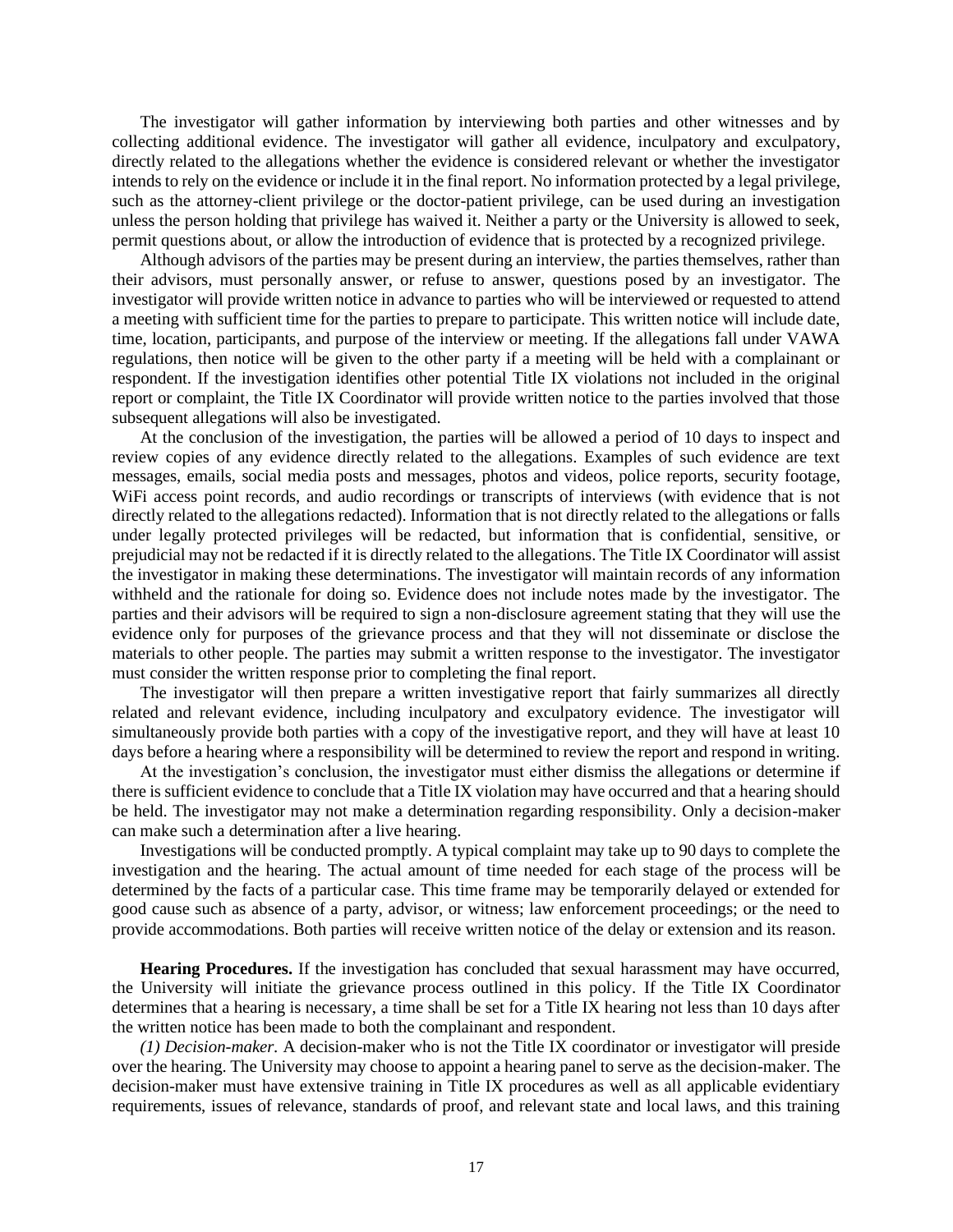The investigator will gather information by interviewing both parties and other witnesses and by collecting additional evidence. The investigator will gather all evidence, inculpatory and exculpatory, directly related to the allegations whether the evidence is considered relevant or whether the investigator intends to rely on the evidence or include it in the final report. No information protected by a legal privilege, such as the attorney-client privilege or the doctor-patient privilege, can be used during an investigation unless the person holding that privilege has waived it. Neither a party or the University is allowed to seek, permit questions about, or allow the introduction of evidence that is protected by a recognized privilege.

Although advisors of the parties may be present during an interview, the parties themselves, rather than their advisors, must personally answer, or refuse to answer, questions posed by an investigator. The investigator will provide written notice in advance to parties who will be interviewed or requested to attend a meeting with sufficient time for the parties to prepare to participate. This written notice will include date, time, location, participants, and purpose of the interview or meeting. If the allegations fall under VAWA regulations, then notice will be given to the other party if a meeting will be held with a complainant or respondent. If the investigation identifies other potential Title IX violations not included in the original report or complaint, the Title IX Coordinator will provide written notice to the parties involved that those subsequent allegations will also be investigated.

At the conclusion of the investigation, the parties will be allowed a period of 10 days to inspect and review copies of any evidence directly related to the allegations. Examples of such evidence are text messages, emails, social media posts and messages, photos and videos, police reports, security footage, WiFi access point records, and audio recordings or transcripts of interviews (with evidence that is not directly related to the allegations redacted). Information that is not directly related to the allegations or falls under legally protected privileges will be redacted, but information that is confidential, sensitive, or prejudicial may not be redacted if it is directly related to the allegations. The Title IX Coordinator will assist the investigator in making these determinations. The investigator will maintain records of any information withheld and the rationale for doing so. Evidence does not include notes made by the investigator. The parties and their advisors will be required to sign a non-disclosure agreement stating that they will use the evidence only for purposes of the grievance process and that they will not disseminate or disclose the materials to other people. The parties may submit a written response to the investigator. The investigator must consider the written response prior to completing the final report.

The investigator will then prepare a written investigative report that fairly summarizes all directly related and relevant evidence, including inculpatory and exculpatory evidence. The investigator will simultaneously provide both parties with a copy of the investigative report, and they will have at least 10 days before a hearing where a responsibility will be determined to review the report and respond in writing.

At the investigation's conclusion, the investigator must either dismiss the allegations or determine if there is sufficient evidence to conclude that a Title IX violation may have occurred and that a hearing should be held. The investigator may not make a determination regarding responsibility. Only a decision-maker can make such a determination after a live hearing.

Investigations will be conducted promptly. A typical complaint may take up to 90 days to complete the investigation and the hearing. The actual amount of time needed for each stage of the process will be determined by the facts of a particular case. This time frame may be temporarily delayed or extended for good cause such as absence of a party, advisor, or witness; law enforcement proceedings; or the need to provide accommodations. Both parties will receive written notice of the delay or extension and its reason.

**Hearing Procedures.** If the investigation has concluded that sexual harassment may have occurred, the University will initiate the grievance process outlined in this policy. If the Title IX Coordinator determines that a hearing is necessary, a time shall be set for a Title IX hearing not less than 10 days after the written notice has been made to both the complainant and respondent.

*(1) Decision-maker.* A decision-maker who is not the Title IX coordinator or investigator will preside over the hearing. The University may choose to appoint a hearing panel to serve as the decision-maker. The decision-maker must have extensive training in Title IX procedures as well as all applicable evidentiary requirements, issues of relevance, standards of proof, and relevant state and local laws, and this training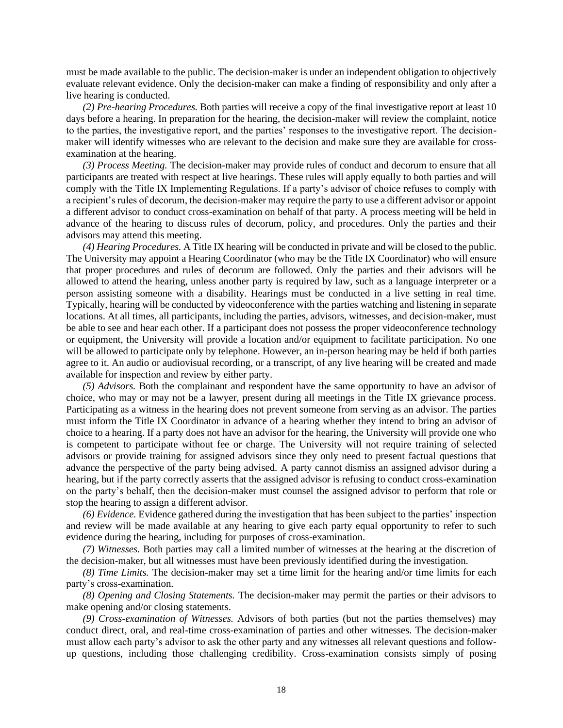must be made available to the public. The decision-maker is under an independent obligation to objectively evaluate relevant evidence. Only the decision-maker can make a finding of responsibility and only after a live hearing is conducted.

*(2) Pre-hearing Procedures.* Both parties will receive a copy of the final investigative report at least 10 days before a hearing. In preparation for the hearing, the decision-maker will review the complaint, notice to the parties, the investigative report, and the parties' responses to the investigative report. The decision-maker will identify witnesses who are relevant to the decision and make sure they are available for cross-examination at the hearing.

*(3) Process Meeting.* The decision-maker may provide rules of conduct and decorum to ensure that all participants are treated with respect at live hearings. These rules will apply equally to both parties and will comply with the Title IX Implementing Regulations. If a party's advisor of choice refuses to comply with a recipient's rules of decorum, the decision-maker may require the party to use a different advisor or appoint a different advisor to conduct cross-examination on behalf of that party. A process meeting will be held in advance of the hearing to discuss rules of decorum, policy, and procedures. Only the parties and their advisors may attend this meeting.

*(4) Hearing Procedures.* A Title IX hearing will be conducted in private and will be closed to the public. The University may appoint a Hearing Coordinator (who may be the Title IX Coordinator) who will ensure that proper procedures and rules of decorum are followed. Only the parties and their advisors will be allowed to attend the hearing, unless another party is required by law, such as a language interpreter or a person assisting someone with a disability. Hearings must be conducted in a live setting in real time. Typically, hearing will be conducted by videoconference with the parties watching and listening in separate locations. At all times, all participants, including the parties, advisors, witnesses, and decision-maker, must be able to see and hear each other. If a participant does not possess the proper videoconference technology or equipment, the University will provide a location and/or equipment to facilitate participation. No one will be allowed to participate only by telephone. However, an in-person hearing may be held if both parties agree to it. An audio or audiovisual recording, or a transcript, of any live hearing will be created and made available for inspection and review by either party.

*(5) Advisors.* Both the complainant and respondent have the same opportunity to have an advisor of choice, who may or may not be a lawyer, present during all meetings in the Title IX grievance process. Participating as a witness in the hearing does not prevent someone from serving as an advisor. The parties must inform the Title IX Coordinator in advance of a hearing whether they intend to bring an advisor of choice to a hearing. If a party does not have an advisor for the hearing, the University will provide one who is competent to participate without fee or charge. The University will not require training of selected advisors or provide training for assigned advisors since they only need to present factual questions that advance the perspective of the party being advised. A party cannot dismiss an assigned advisor during a hearing, but if the party correctly asserts that the assigned advisor is refusing to conduct cross-examination on the party's behalf, then the decision-maker must counsel the assigned advisor to perform that role or stop the hearing to assign a different advisor.

*(6) Evidence.* Evidence gathered during the investigation that has been subject to the parties' inspection and review will be made available at any hearing to give each party equal opportunity to refer to such evidence during the hearing, including for purposes of cross-examination.

*(7) Witnesses.* Both parties may call a limited number of witnesses at the hearing at the discretion of the decision-maker, but all witnesses must have been previously identified during the investigation.

*(8) Time Limits.* The decision-maker may set a time limit for the hearing and/or time limits for each party's cross-examination.

*(8) Opening and Closing Statements.* The decision-maker may permit the parties or their advisors to make opening and/or closing statements.

*(9) Cross-examination of Witnesses.* Advisors of both parties (but not the parties themselves) may conduct direct, oral, and real-time cross-examination of parties and other witnesses. The decision-maker must allow each party's advisor to ask the other party and any witnesses all relevant questions and follow-up questions, including those challenging credibility. Cross-examination consists simply of posing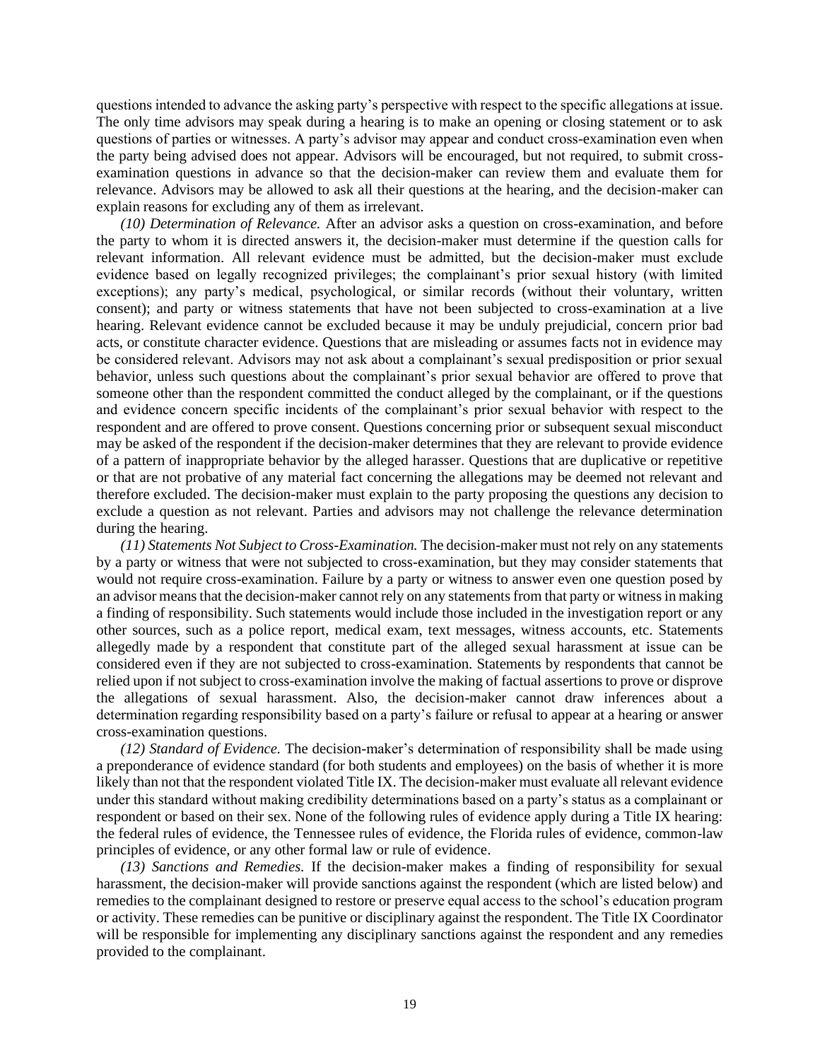questions intended to advance the asking party's perspective with respect to the specific allegations at issue. The only time advisors may speak during a hearing is to make an opening or closing statement or to ask questions of parties or witnesses. A party's advisor may appear and conduct cross-examination even when the party being advised does not appear. Advisors will be encouraged, but not required, to submit cross-examination questions in advance so that the decision-maker can review them and evaluate them for relevance. Advisors may be allowed to ask all their questions at the hearing, and the decision-maker can explain reasons for excluding any of them as irrelevant.

*(10) Determination of Relevance.* After an advisor asks a question on cross-examination, and before the party to whom it is directed answers it, the decision-maker must determine if the question calls for relevant information. All relevant evidence must be admitted, but the decision-maker must exclude evidence based on legally recognized privileges; the complainant's prior sexual history (with limited exceptions); any party's medical, psychological, or similar records (without their voluntary, written consent); and party or witness statements that have not been subjected to cross-examination at a live hearing. Relevant evidence cannot be excluded because it may be unduly prejudicial, concern prior bad acts, or constitute character evidence. Questions that are misleading or assumes facts not in evidence may be considered relevant. Advisors may not ask about a complainant's sexual predisposition or prior sexual behavior, unless such questions about the complainant's prior sexual behavior are offered to prove that someone other than the respondent committed the conduct alleged by the complainant, or if the questions and evidence concern specific incidents of the complainant's prior sexual behavior with respect to the respondent and are offered to prove consent. Questions concerning prior or subsequent sexual misconduct may be asked of the respondent if the decision-maker determines that they are relevant to provide evidence of a pattern of inappropriate behavior by the alleged harasser. Questions that are duplicative or repetitive or that are not probative of any material fact concerning the allegations may be deemed not relevant and therefore excluded. The decision-maker must explain to the party proposing the questions any decision to exclude a question as not relevant. Parties and advisors may not challenge the relevance determination during the hearing.

*(11) Statements Not Subject to Cross-Examination.* The decision-maker must not rely on any statements by a party or witness that were not subjected to cross-examination, but they may consider statements that would not require cross-examination. Failure by a party or witness to answer even one question posed by an advisor means that the decision-maker cannot rely on any statements from that party or witness in making a finding of responsibility. Such statements would include those included in the investigation report or any other sources, such as a police report, medical exam, text messages, witness accounts, etc. Statements allegedly made by a respondent that constitute part of the alleged sexual harassment at issue can be considered even if they are not subjected to cross-examination. Statements by respondents that cannot be relied upon if not subject to cross-examination involve the making of factual assertions to prove or disprove the allegations of sexual harassment. Also, the decision-maker cannot draw inferences about a determination regarding responsibility based on a party's failure or refusal to appear at a hearing or answer cross-examination questions.

*(12) Standard of Evidence.* The decision-maker's determination of responsibility shall be made using a preponderance of evidence standard (for both students and employees) on the basis of whether it is more likely than not that the respondent violated Title IX. The decision-maker must evaluate all relevant evidence under this standard without making credibility determinations based on a party's status as a complainant or respondent or based on their sex. None of the following rules of evidence apply during a Title IX hearing: the federal rules of evidence, the Tennessee rules of evidence, the Florida rules of evidence, common-law principles of evidence, or any other formal law or rule of evidence.

*(13) Sanctions and Remedies.* If the decision-maker makes a finding of responsibility for sexual harassment, the decision-maker will provide sanctions against the respondent (which are listed below) and remedies to the complainant designed to restore or preserve equal access to the school's education program or activity. These remedies can be punitive or disciplinary against the respondent. The Title IX Coordinator will be responsible for implementing any disciplinary sanctions against the respondent and any remedies provided to the complainant.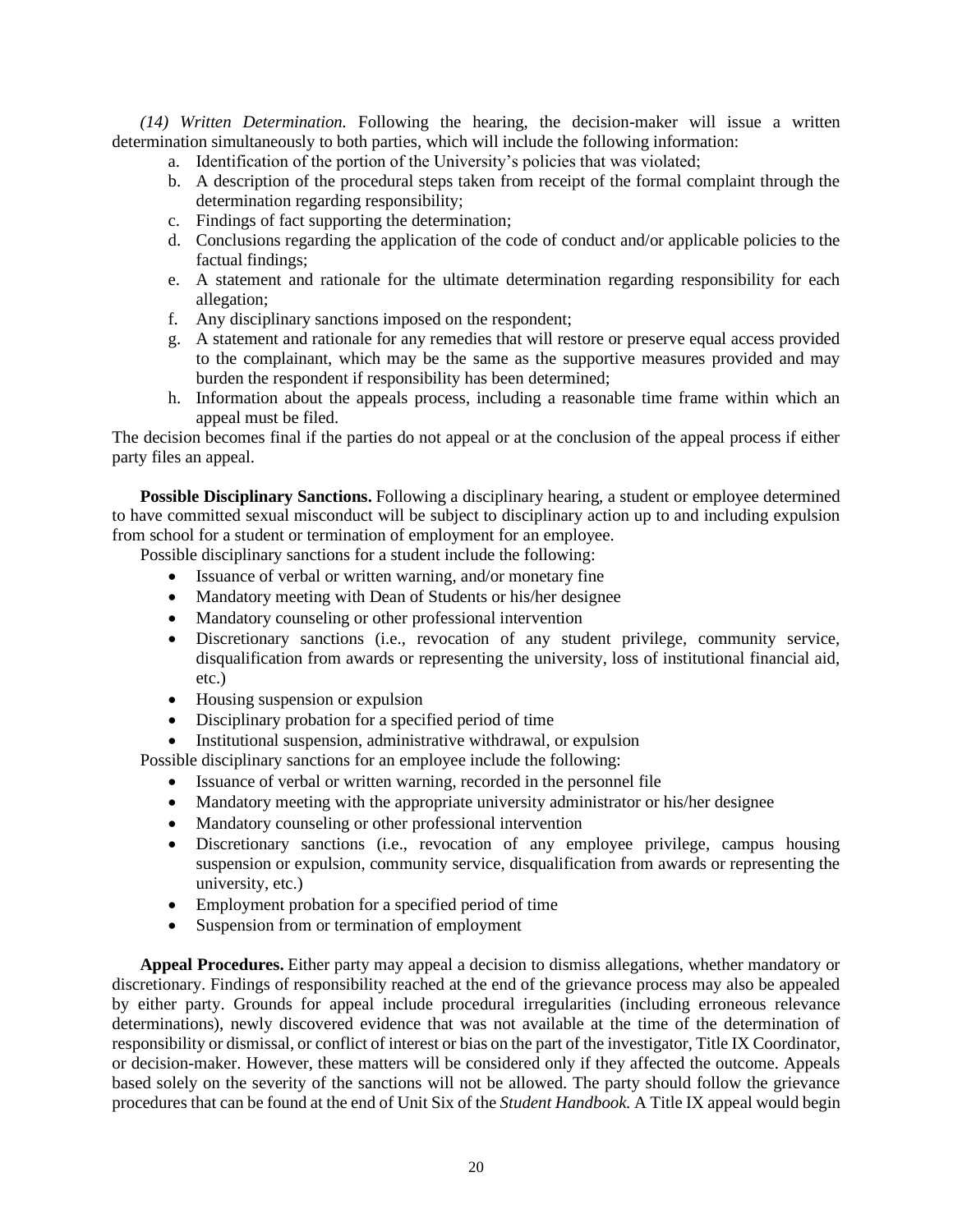*(14) Written Determination.* Following the hearing, the decision-maker will issue a written determination simultaneously to both parties, which will include the following information:

a. Identification of the portion of the University's policies that was violated;
b. A description of the procedural steps taken from receipt of the formal complaint through the determination regarding responsibility;
c. Findings of fact supporting the determination;
d. Conclusions regarding the application of the code of conduct and/or applicable policies to the factual findings;
e. A statement and rationale for the ultimate determination regarding responsibility for each allegation;
f. Any disciplinary sanctions imposed on the respondent;
g. A statement and rationale for any remedies that will restore or preserve equal access provided to the complainant, which may be the same as the supportive measures provided and may burden the respondent if responsibility has been determined;
h. Information about the appeals process, including a reasonable time frame within which an appeal must be filed.

The decision becomes final if the parties do not appeal or at the conclusion of the appeal process if either party files an appeal.

**Possible Disciplinary Sanctions.** Following a disciplinary hearing, a student or employee determined to have committed sexual misconduct will be subject to disciplinary action up to and including expulsion from school for a student or termination of employment for an employee.

Possible disciplinary sanctions for a student include the following:

- Issuance of verbal or written warning, and/or monetary fine
- Mandatory meeting with Dean of Students or his/her designee
- Mandatory counseling or other professional intervention
- Discretionary sanctions (i.e., revocation of any student privilege, community service, disqualification from awards or representing the university, loss of institutional financial aid, etc.)
- Housing suspension or expulsion
- Disciplinary probation for a specified period of time
- Institutional suspension, administrative withdrawal, or expulsion

Possible disciplinary sanctions for an employee include the following:

- Issuance of verbal or written warning, recorded in the personnel file
- Mandatory meeting with the appropriate university administrator or his/her designee
- Mandatory counseling or other professional intervention
- Discretionary sanctions (i.e., revocation of any employee privilege, campus housing suspension or expulsion, community service, disqualification from awards or representing the university, etc.)
- Employment probation for a specified period of time
- Suspension from or termination of employment

**Appeal Procedures.** Either party may appeal a decision to dismiss allegations, whether mandatory or discretionary. Findings of responsibility reached at the end of the grievance process may also be appealed by either party. Grounds for appeal include procedural irregularities (including erroneous relevance determinations), newly discovered evidence that was not available at the time of the determination of responsibility or dismissal, or conflict of interest or bias on the part of the investigator, Title IX Coordinator, or decision-maker. However, these matters will be considered only if they affected the outcome. Appeals based solely on the severity of the sanctions will not be allowed. The party should follow the grievance procedures that can be found at the end of Unit Six of the *Student Handbook.* A Title IX appeal would begin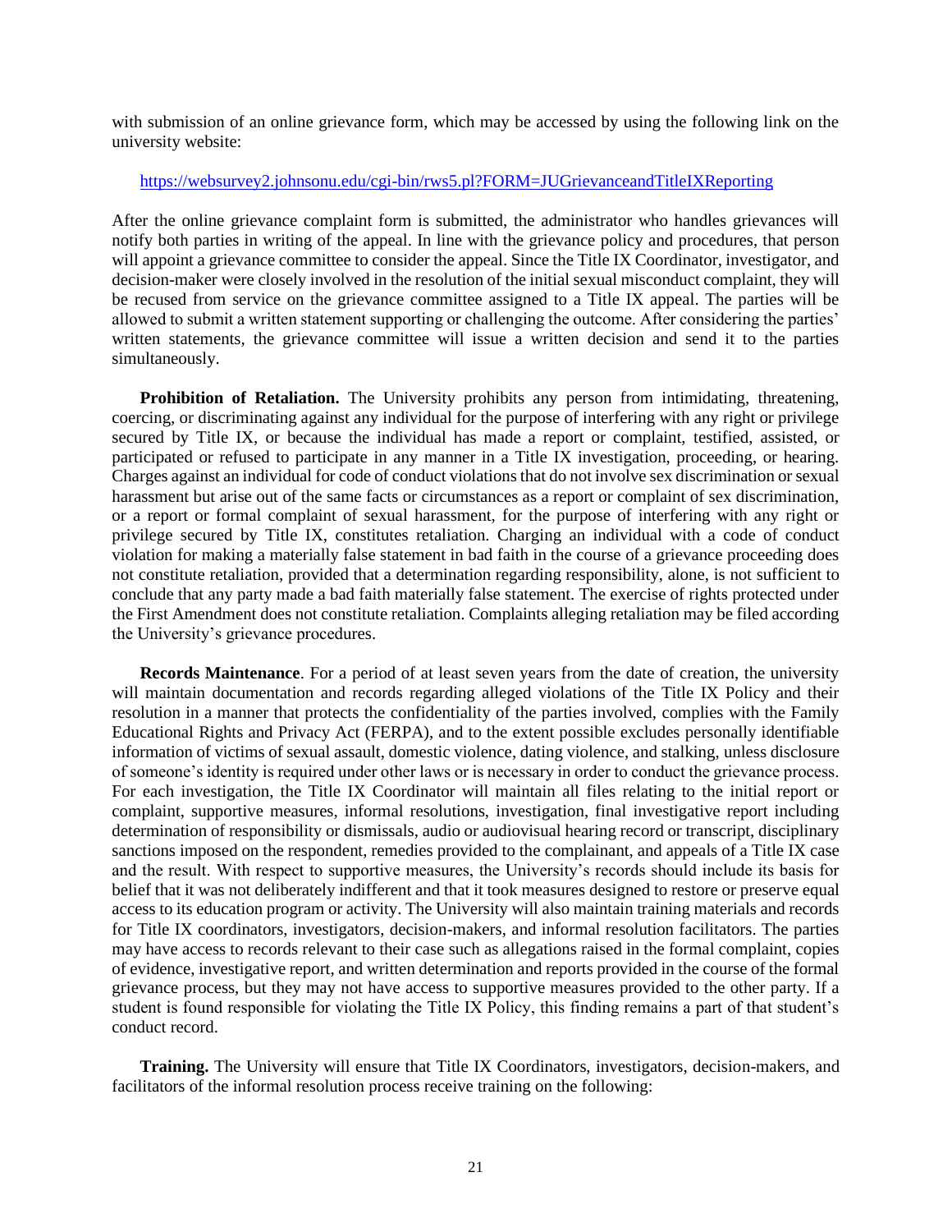with submission of an online grievance form, which may be accessed by using the following link on the university website:

https://websurvey2.johnsonu.edu/cgi-bin/rws5.pl?FORM=JUGrievanceandTitleIXReporting

After the online grievance complaint form is submitted, the administrator who handles grievances will notify both parties in writing of the appeal. In line with the grievance policy and procedures, that person will appoint a grievance committee to consider the appeal. Since the Title IX Coordinator, investigator, and decision-maker were closely involved in the resolution of the initial sexual misconduct complaint, they will be recused from service on the grievance committee assigned to a Title IX appeal. The parties will be allowed to submit a written statement supporting or challenging the outcome. After considering the parties' written statements, the grievance committee will issue a written decision and send it to the parties simultaneously.

**Prohibition of Retaliation.** The University prohibits any person from intimidating, threatening, coercing, or discriminating against any individual for the purpose of interfering with any right or privilege secured by Title IX, or because the individual has made a report or complaint, testified, assisted, or participated or refused to participate in any manner in a Title IX investigation, proceeding, or hearing. Charges against an individual for code of conduct violations that do not involve sex discrimination or sexual harassment but arise out of the same facts or circumstances as a report or complaint of sex discrimination, or a report or formal complaint of sexual harassment, for the purpose of interfering with any right or privilege secured by Title IX, constitutes retaliation. Charging an individual with a code of conduct violation for making a materially false statement in bad faith in the course of a grievance proceeding does not constitute retaliation, provided that a determination regarding responsibility, alone, is not sufficient to conclude that any party made a bad faith materially false statement. The exercise of rights protected under the First Amendment does not constitute retaliation. Complaints alleging retaliation may be filed according the University's grievance procedures.

**Records Maintenance**. For a period of at least seven years from the date of creation, the university will maintain documentation and records regarding alleged violations of the Title IX Policy and their resolution in a manner that protects the confidentiality of the parties involved, complies with the Family Educational Rights and Privacy Act (FERPA), and to the extent possible excludes personally identifiable information of victims of sexual assault, domestic violence, dating violence, and stalking, unless disclosure of someone's identity is required under other laws or is necessary in order to conduct the grievance process. For each investigation, the Title IX Coordinator will maintain all files relating to the initial report or complaint, supportive measures, informal resolutions, investigation, final investigative report including determination of responsibility or dismissals, audio or audiovisual hearing record or transcript, disciplinary sanctions imposed on the respondent, remedies provided to the complainant, and appeals of a Title IX case and the result. With respect to supportive measures, the University's records should include its basis for belief that it was not deliberately indifferent and that it took measures designed to restore or preserve equal access to its education program or activity. The University will also maintain training materials and records for Title IX coordinators, investigators, decision-makers, and informal resolution facilitators. The parties may have access to records relevant to their case such as allegations raised in the formal complaint, copies of evidence, investigative report, and written determination and reports provided in the course of the formal grievance process, but they may not have access to supportive measures provided to the other party. If a student is found responsible for violating the Title IX Policy, this finding remains a part of that student's conduct record.

**Training.** The University will ensure that Title IX Coordinators, investigators, decision-makers, and facilitators of the informal resolution process receive training on the following: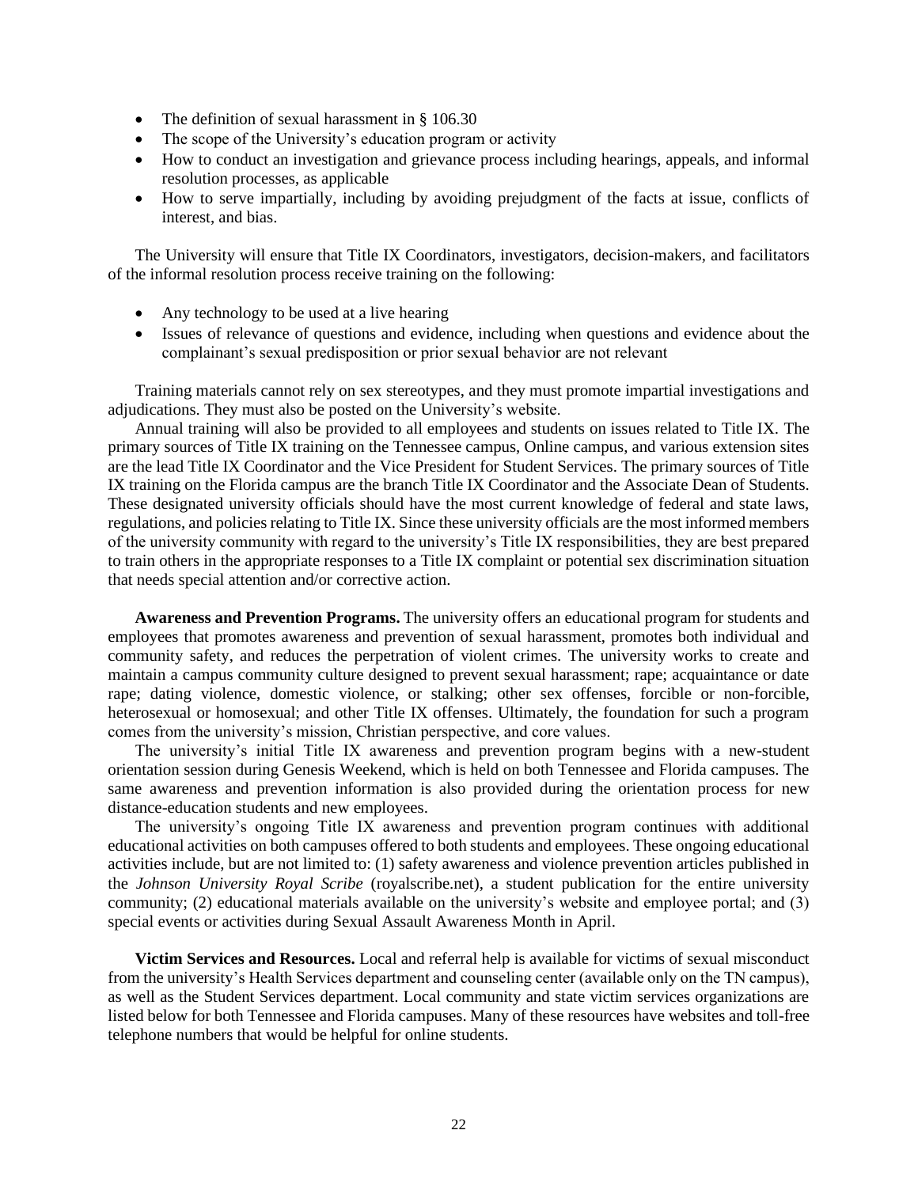- The definition of sexual harassment in § 106.30
- The scope of the University's education program or activity
- How to conduct an investigation and grievance process including hearings, appeals, and informal resolution processes, as applicable
- How to serve impartially, including by avoiding prejudgment of the facts at issue, conflicts of interest, and bias.

The University will ensure that Title IX Coordinators, investigators, decision-makers, and facilitators of the informal resolution process receive training on the following:

- Any technology to be used at a live hearing
- Issues of relevance of questions and evidence, including when questions and evidence about the complainant's sexual predisposition or prior sexual behavior are not relevant

Training materials cannot rely on sex stereotypes, and they must promote impartial investigations and adjudications. They must also be posted on the University's website.

Annual training will also be provided to all employees and students on issues related to Title IX. The primary sources of Title IX training on the Tennessee campus, Online campus, and various extension sites are the lead Title IX Coordinator and the Vice President for Student Services. The primary sources of Title IX training on the Florida campus are the branch Title IX Coordinator and the Associate Dean of Students. These designated university officials should have the most current knowledge of federal and state laws, regulations, and policies relating to Title IX. Since these university officials are the most informed members of the university community with regard to the university's Title IX responsibilities, they are best prepared to train others in the appropriate responses to a Title IX complaint or potential sex discrimination situation that needs special attention and/or corrective action.

**Awareness and Prevention Programs.** The university offers an educational program for students and employees that promotes awareness and prevention of sexual harassment, promotes both individual and community safety, and reduces the perpetration of violent crimes. The university works to create and maintain a campus community culture designed to prevent sexual harassment; rape; acquaintance or date rape; dating violence, domestic violence, or stalking; other sex offenses, forcible or non-forcible, heterosexual or homosexual; and other Title IX offenses. Ultimately, the foundation for such a program comes from the university's mission, Christian perspective, and core values.

The university's initial Title IX awareness and prevention program begins with a new-student orientation session during Genesis Weekend, which is held on both Tennessee and Florida campuses. The same awareness and prevention information is also provided during the orientation process for new distance-education students and new employees.

The university's ongoing Title IX awareness and prevention program continues with additional educational activities on both campuses offered to both students and employees. These ongoing educational activities include, but are not limited to: (1) safety awareness and violence prevention articles published in the *Johnson University Royal Scribe* (royalscribe.net), a student publication for the entire university community; (2) educational materials available on the university's website and employee portal; and (3) special events or activities during Sexual Assault Awareness Month in April.

**Victim Services and Resources.** Local and referral help is available for victims of sexual misconduct from the university's Health Services department and counseling center (available only on the TN campus), as well as the Student Services department. Local community and state victim services organizations are listed below for both Tennessee and Florida campuses. Many of these resources have websites and toll-free telephone numbers that would be helpful for online students.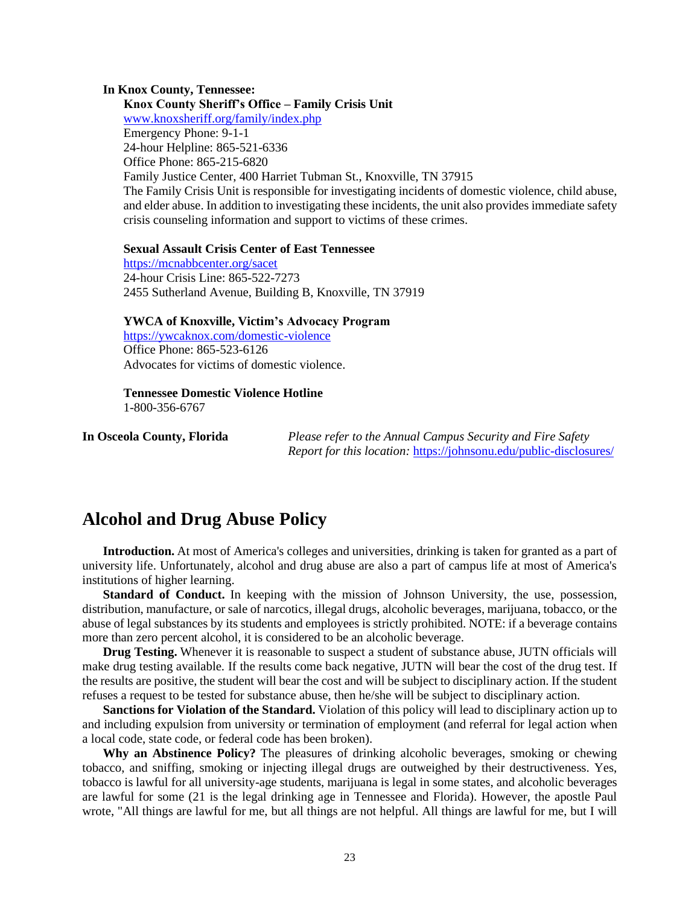**In Knox County, Tennessee:**

**Knox County Sheriff's Office – Family Crisis Unit**
www.knoxsheriff.org/family/index.php
Emergency Phone: 9-1-1
24-hour Helpline: 865-521-6336
Office Phone: 865-215-6820
Family Justice Center, 400 Harriet Tubman St., Knoxville, TN 37915
The Family Crisis Unit is responsible for investigating incidents of domestic violence, child abuse, and elder abuse. In addition to investigating these incidents, the unit also provides immediate safety crisis counseling information and support to victims of these crimes.

**Sexual Assault Crisis Center of East Tennessee**
https://mcnabbcenter.org/sacet
24-hour Crisis Line: 865-522-7273
2455 Sutherland Avenue, Building B, Knoxville, TN 37919

**YWCA of Knoxville, Victim's Advocacy Program**
https://ywcaknox.com/domestic-violence
Office Phone: 865-523-6126
Advocates for victims of domestic violence.

**Tennessee Domestic Violence Hotline**
1-800-356-6767

**In Osceola County, Florida** *Please refer to the Annual Campus Security and Fire Safety Report for this location:* https://johnsonu.edu/public-disclosures/

## Alcohol and Drug Abuse Policy

**Introduction.** At most of America's colleges and universities, drinking is taken for granted as a part of university life. Unfortunately, alcohol and drug abuse are also a part of campus life at most of America's institutions of higher learning.

**Standard of Conduct.** In keeping with the mission of Johnson University, the use, possession, distribution, manufacture, or sale of narcotics, illegal drugs, alcoholic beverages, marijuana, tobacco, or the abuse of legal substances by its students and employees is strictly prohibited. NOTE: if a beverage contains more than zero percent alcohol, it is considered to be an alcoholic beverage.

**Drug Testing.** Whenever it is reasonable to suspect a student of substance abuse, JUTN officials will make drug testing available. If the results come back negative, JUTN will bear the cost of the drug test. If the results are positive, the student will bear the cost and will be subject to disciplinary action. If the student refuses a request to be tested for substance abuse, then he/she will be subject to disciplinary action.

**Sanctions for Violation of the Standard.** Violation of this policy will lead to disciplinary action up to and including expulsion from university or termination of employment (and referral for legal action when a local code, state code, or federal code has been broken).

**Why an Abstinence Policy?** The pleasures of drinking alcoholic beverages, smoking or chewing tobacco, and sniffing, smoking or injecting illegal drugs are outweighed by their destructiveness. Yes, tobacco is lawful for all university-age students, marijuana is legal in some states, and alcoholic beverages are lawful for some (21 is the legal drinking age in Tennessee and Florida). However, the apostle Paul wrote, "All things are lawful for me, but all things are not helpful. All things are lawful for me, but I will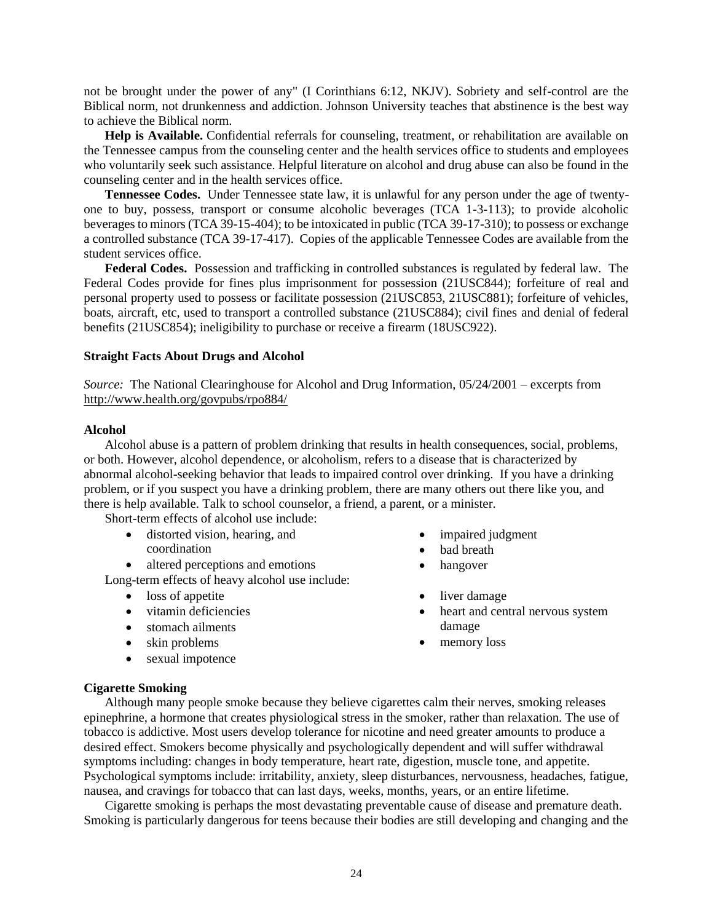not be brought under the power of any" (I Corinthians 6:12, NKJV). Sobriety and self-control are the Biblical norm, not drunkenness and addiction. Johnson University teaches that abstinence is the best way to achieve the Biblical norm.

**Help is Available.** Confidential referrals for counseling, treatment, or rehabilitation are available on the Tennessee campus from the counseling center and the health services office to students and employees who voluntarily seek such assistance. Helpful literature on alcohol and drug abuse can also be found in the counseling center and in the health services office.

**Tennessee Codes.** Under Tennessee state law, it is unlawful for any person under the age of twenty-one to buy, possess, transport or consume alcoholic beverages (TCA 1-3-113); to provide alcoholic beverages to minors (TCA 39-15-404); to be intoxicated in public (TCA 39-17-310); to possess or exchange a controlled substance (TCA 39-17-417). Copies of the applicable Tennessee Codes are available from the student services office.

**Federal Codes.** Possession and trafficking in controlled substances is regulated by federal law. The Federal Codes provide for fines plus imprisonment for possession (21USC844); forfeiture of real and personal property used to possess or facilitate possession (21USC853, 21USC881); forfeiture of vehicles, boats, aircraft, etc, used to transport a controlled substance (21USC884); civil fines and denial of federal benefits (21USC854); ineligibility to purchase or receive a firearm (18USC922).

### Straight Facts About Drugs and Alcohol

*Source:* The National Clearinghouse for Alcohol and Drug Information, 05/24/2001 – excerpts from http://www.health.org/govpubs/rpo884/

#### Alcohol

Alcohol abuse is a pattern of problem drinking that results in health consequences, social, problems, or both. However, alcohol dependence, or alcoholism, refers to a disease that is characterized by abnormal alcohol-seeking behavior that leads to impaired control over drinking. If you have a drinking problem, or if you suspect you have a drinking problem, there are many others out there like you, and there is help available. Talk to school counselor, a friend, a parent, or a minister.

Short-term effects of alcohol use include:

- distorted vision, hearing, and coordination
- altered perceptions and emotions
- impaired judgment
- bad breath
- hangover

Long-term effects of heavy alcohol use include:

- loss of appetite
- vitamin deficiencies
- stomach ailments
- skin problems
- sexual impotence
- liver damage
- heart and central nervous system damage
- memory loss

#### Cigarette Smoking

Although many people smoke because they believe cigarettes calm their nerves, smoking releases epinephrine, a hormone that creates physiological stress in the smoker, rather than relaxation. The use of tobacco is addictive. Most users develop tolerance for nicotine and need greater amounts to produce a desired effect. Smokers become physically and psychologically dependent and will suffer withdrawal symptoms including: changes in body temperature, heart rate, digestion, muscle tone, and appetite. Psychological symptoms include: irritability, anxiety, sleep disturbances, nervousness, headaches, fatigue, nausea, and cravings for tobacco that can last days, weeks, months, years, or an entire lifetime.

Cigarette smoking is perhaps the most devastating preventable cause of disease and premature death. Smoking is particularly dangerous for teens because their bodies are still developing and changing and the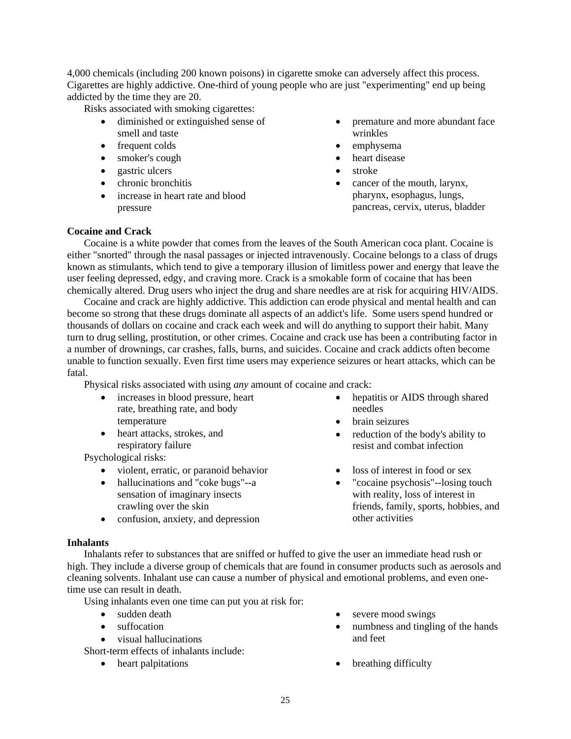4,000 chemicals (including 200 known poisons) in cigarette smoke can adversely affect this process. Cigarettes are highly addictive. One-third of young people who are just "experimenting" end up being addicted by the time they are 20.

Risks associated with smoking cigarettes:

- diminished or extinguished sense of smell and taste
- frequent colds
- smoker's cough
- gastric ulcers
- chronic bronchitis
- increase in heart rate and blood pressure
- premature and more abundant face wrinkles
- emphysema
- heart disease
- stroke
- cancer of the mouth, larynx, pharynx, esophagus, lungs, pancreas, cervix, uterus, bladder

**Cocaine and Crack**

Cocaine is a white powder that comes from the leaves of the South American coca plant. Cocaine is either "snorted" through the nasal passages or injected intravenously. Cocaine belongs to a class of drugs known as stimulants, which tend to give a temporary illusion of limitless power and energy that leave the user feeling depressed, edgy, and craving more. Crack is a smokable form of cocaine that has been chemically altered. Drug users who inject the drug and share needles are at risk for acquiring HIV/AIDS.

Cocaine and crack are highly addictive. This addiction can erode physical and mental health and can become so strong that these drugs dominate all aspects of an addict's life. Some users spend hundred or thousands of dollars on cocaine and crack each week and will do anything to support their habit. Many turn to drug selling, prostitution, or other crimes. Cocaine and crack use has been a contributing factor in a number of drownings, car crashes, falls, burns, and suicides. Cocaine and crack addicts often become unable to function sexually. Even first time users may experience seizures or heart attacks, which can be fatal.

Physical risks associated with using *any* amount of cocaine and crack:

- increases in blood pressure, heart rate, breathing rate, and body temperature
- heart attacks, strokes, and respiratory failure
- hepatitis or AIDS through shared needles
- brain seizures
- reduction of the body's ability to resist and combat infection

Psychological risks:

- violent, erratic, or paranoid behavior
- hallucinations and "coke bugs"--a sensation of imaginary insects crawling over the skin
- confusion, anxiety, and depression
- loss of interest in food or sex
- "cocaine psychosis"--losing touch with reality, loss of interest in friends, family, sports, hobbies, and other activities

**Inhalants**

Inhalants refer to substances that are sniffed or huffed to give the user an immediate head rush or high. They include a diverse group of chemicals that are found in consumer products such as aerosols and cleaning solvents. Inhalant use can cause a number of physical and emotional problems, and even one-time use can result in death.

Using inhalants even one time can put you at risk for:

- sudden death
- suffocation
- visual hallucinations
- severe mood swings
- numbness and tingling of the hands and feet

Short-term effects of inhalants include:

- heart palpitations
- breathing difficulty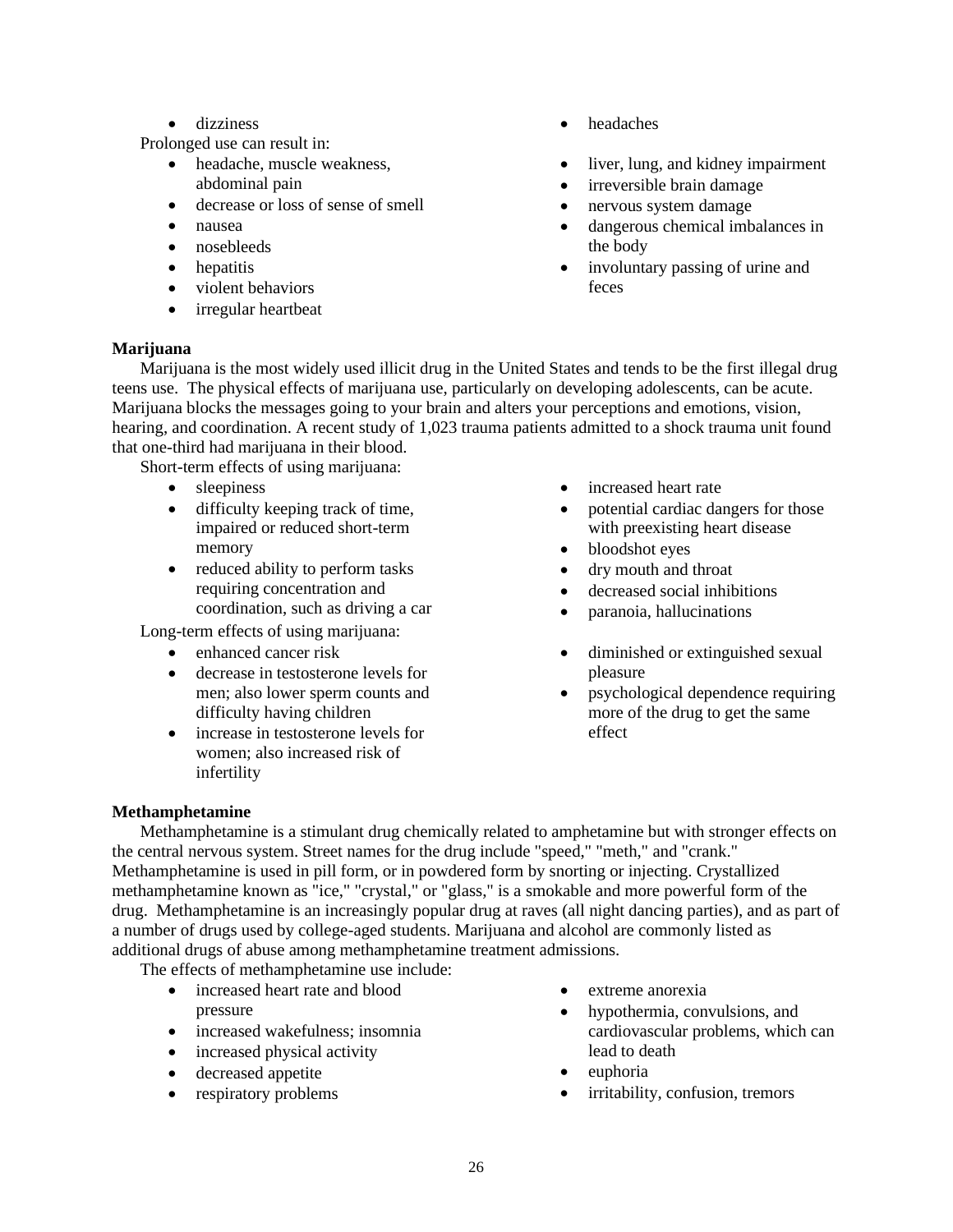- dizziness
- headaches

Prolonged use can result in:

- headache, muscle weakness, abdominal pain
- decrease or loss of sense of smell
- nausea
- nosebleeds
- hepatitis
- violent behaviors
- irregular heartbeat
- liver, lung, and kidney impairment
- irreversible brain damage
- nervous system damage
- dangerous chemical imbalances in the body
- involuntary passing of urine and feces

**Marijuana**

Marijuana is the most widely used illicit drug in the United States and tends to be the first illegal drug teens use. The physical effects of marijuana use, particularly on developing adolescents, can be acute. Marijuana blocks the messages going to your brain and alters your perceptions and emotions, vision, hearing, and coordination. A recent study of 1,023 trauma patients admitted to a shock trauma unit found that one-third had marijuana in their blood.

Short-term effects of using marijuana:

- sleepiness
- difficulty keeping track of time, impaired or reduced short-term memory
- reduced ability to perform tasks requiring concentration and coordination, such as driving a car
- increased heart rate
- potential cardiac dangers for those with preexisting heart disease
- bloodshot eyes
- dry mouth and throat
- decreased social inhibitions
- paranoia, hallucinations

Long-term effects of using marijuana:

- enhanced cancer risk
- decrease in testosterone levels for men; also lower sperm counts and difficulty having children
- increase in testosterone levels for women; also increased risk of infertility
- diminished or extinguished sexual pleasure
- psychological dependence requiring more of the drug to get the same effect

**Methamphetamine**

Methamphetamine is a stimulant drug chemically related to amphetamine but with stronger effects on the central nervous system. Street names for the drug include "speed," "meth," and "crank." Methamphetamine is used in pill form, or in powdered form by snorting or injecting. Crystallized methamphetamine known as "ice," "crystal," or "glass," is a smokable and more powerful form of the drug. Methamphetamine is an increasingly popular drug at raves (all night dancing parties), and as part of a number of drugs used by college-aged students. Marijuana and alcohol are commonly listed as additional drugs of abuse among methamphetamine treatment admissions.

The effects of methamphetamine use include:

- increased heart rate and blood pressure
- increased wakefulness; insomnia
- increased physical activity
- decreased appetite
- respiratory problems
- extreme anorexia
- hypothermia, convulsions, and cardiovascular problems, which can lead to death
- euphoria
- irritability, confusion, tremors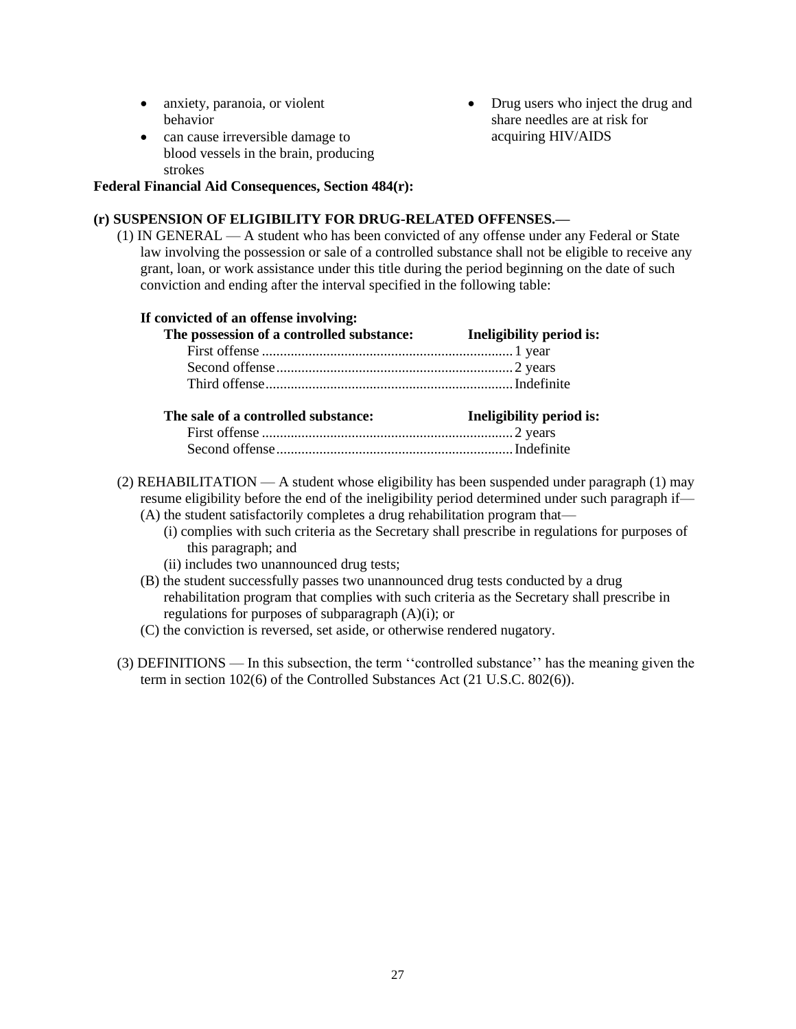- anxiety, paranoia, or violent behavior
- can cause irreversible damage to blood vessels in the brain, producing strokes
- Drug users who inject the drug and share needles are at risk for acquiring HIV/AIDS

**Federal Financial Aid Consequences, Section 484(r):**

**(r) SUSPENSION OF ELIGIBILITY FOR DRUG-RELATED OFFENSES.—**

(1) IN GENERAL — A student who has been convicted of any offense under any Federal or State law involving the possession or sale of a controlled substance shall not be eligible to receive any grant, loan, or work assistance under this title during the period beginning on the date of such conviction and ending after the interval specified in the following table:

**If convicted of an offense involving:**

| The possession of a controlled substance: | Ineligibility period is: |
|---|---|
| First offense | 1 year |
| Second offense | 2 years |
| Third offense | Indefinite |

| The sale of a controlled substance: | Ineligibility period is: |
|---|---|
| First offense | 2 years |
| Second offense | Indefinite |

(2) REHABILITATION — A student whose eligibility has been suspended under paragraph (1) may resume eligibility before the end of the ineligibility period determined under such paragraph if—

(A) the student satisfactorily completes a drug rehabilitation program that—

(i) complies with such criteria as the Secretary shall prescribe in regulations for purposes of this paragraph; and

(ii) includes two unannounced drug tests;

(B) the student successfully passes two unannounced drug tests conducted by a drug rehabilitation program that complies with such criteria as the Secretary shall prescribe in regulations for purposes of subparagraph (A)(i); or

(C) the conviction is reversed, set aside, or otherwise rendered nugatory.

(3) DEFINITIONS — In this subsection, the term ''controlled substance'' has the meaning given the term in section 102(6) of the Controlled Substances Act (21 U.S.C. 802(6)).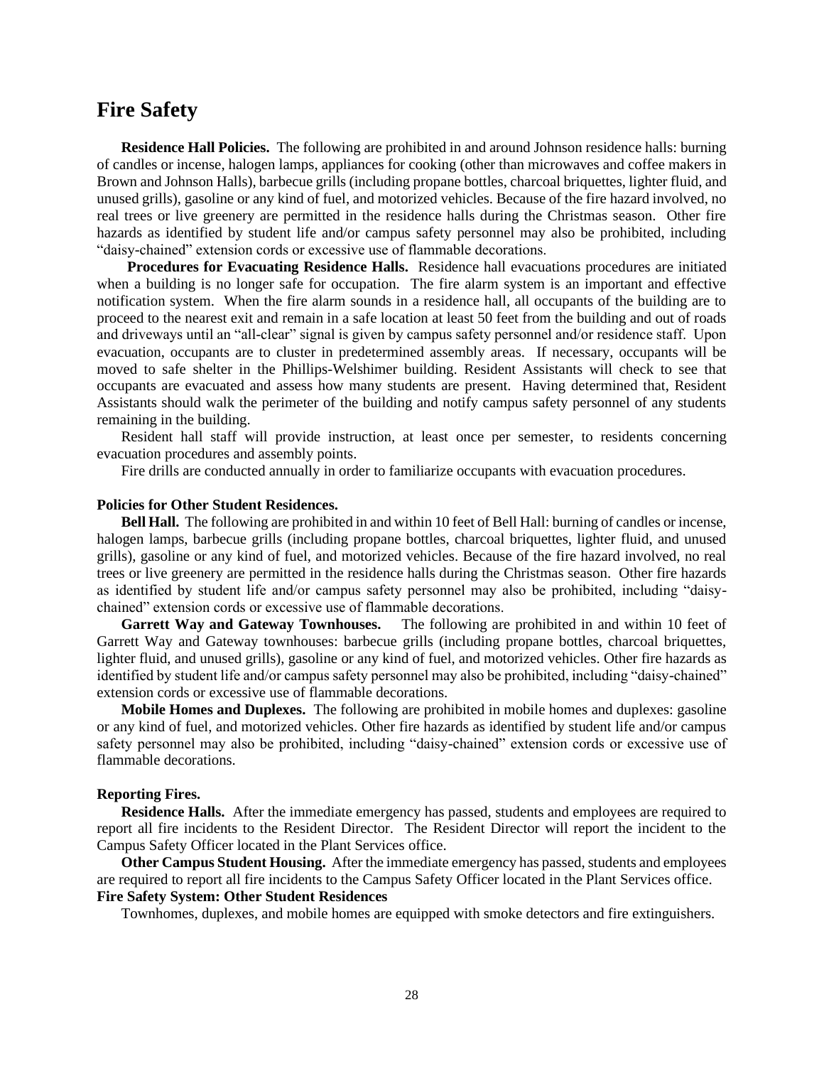## Fire Safety

**Residence Hall Policies.** The following are prohibited in and around Johnson residence halls: burning of candles or incense, halogen lamps, appliances for cooking (other than microwaves and coffee makers in Brown and Johnson Halls), barbecue grills (including propane bottles, charcoal briquettes, lighter fluid, and unused grills), gasoline or any kind of fuel, and motorized vehicles. Because of the fire hazard involved, no real trees or live greenery are permitted in the residence halls during the Christmas season. Other fire hazards as identified by student life and/or campus safety personnel may also be prohibited, including "daisy-chained" extension cords or excessive use of flammable decorations.

**Procedures for Evacuating Residence Halls.** Residence hall evacuations procedures are initiated when a building is no longer safe for occupation. The fire alarm system is an important and effective notification system. When the fire alarm sounds in a residence hall, all occupants of the building are to proceed to the nearest exit and remain in a safe location at least 50 feet from the building and out of roads and driveways until an "all-clear" signal is given by campus safety personnel and/or residence staff. Upon evacuation, occupants are to cluster in predetermined assembly areas. If necessary, occupants will be moved to safe shelter in the Phillips-Welshimer building. Resident Assistants will check to see that occupants are evacuated and assess how many students are present. Having determined that, Resident Assistants should walk the perimeter of the building and notify campus safety personnel of any students remaining in the building.

Resident hall staff will provide instruction, at least once per semester, to residents concerning evacuation procedures and assembly points.

Fire drills are conducted annually in order to familiarize occupants with evacuation procedures.

**Policies for Other Student Residences.**

**Bell Hall.** The following are prohibited in and within 10 feet of Bell Hall: burning of candles or incense, halogen lamps, barbecue grills (including propane bottles, charcoal briquettes, lighter fluid, and unused grills), gasoline or any kind of fuel, and motorized vehicles. Because of the fire hazard involved, no real trees or live greenery are permitted in the residence halls during the Christmas season. Other fire hazards as identified by student life and/or campus safety personnel may also be prohibited, including "daisy-chained" extension cords or excessive use of flammable decorations.

**Garrett Way and Gateway Townhouses.** The following are prohibited in and within 10 feet of Garrett Way and Gateway townhouses: barbecue grills (including propane bottles, charcoal briquettes, lighter fluid, and unused grills), gasoline or any kind of fuel, and motorized vehicles. Other fire hazards as identified by student life and/or campus safety personnel may also be prohibited, including "daisy-chained" extension cords or excessive use of flammable decorations.

**Mobile Homes and Duplexes.** The following are prohibited in mobile homes and duplexes: gasoline or any kind of fuel, and motorized vehicles. Other fire hazards as identified by student life and/or campus safety personnel may also be prohibited, including "daisy-chained" extension cords or excessive use of flammable decorations.

**Reporting Fires.**

**Residence Halls.** After the immediate emergency has passed, students and employees are required to report all fire incidents to the Resident Director. The Resident Director will report the incident to the Campus Safety Officer located in the Plant Services office.

**Other Campus Student Housing.** After the immediate emergency has passed, students and employees are required to report all fire incidents to the Campus Safety Officer located in the Plant Services office.

**Fire Safety System: Other Student Residences**

Townhomes, duplexes, and mobile homes are equipped with smoke detectors and fire extinguishers.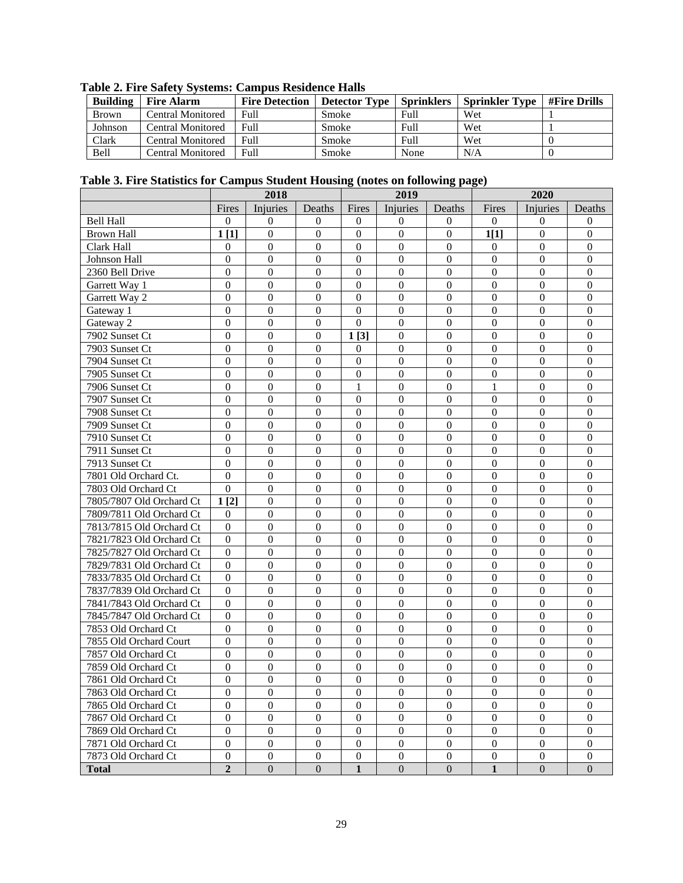**Table 2. Fire Safety Systems: Campus Residence Halls**

| Building | Fire Alarm | Fire Detection | Detector Type | Sprinklers | Sprinkler Type | #Fire Drills |
|---|---|---|---|---|---|---|
| Brown | Central Monitored | Full | Smoke | Full | Wet | 1 |
| Johnson | Central Monitored | Full | Smoke | Full | Wet | 1 |
| Clark | Central Monitored | Full | Smoke | Full | Wet | 0 |
| Bell | Central Monitored | Full | Smoke | None | N/A | 0 |

**Table 3. Fire Statistics for Campus Student Housing (notes on following page)**

| | 2018 | | | 2019 | | | 2020 | | |
|---|---|---|---|---|---|---|---|---|---|
| | Fires | Injuries | Deaths | Fires | Injuries | Deaths | Fires | Injuries | Deaths |
| Bell Hall | 0 | 0 | 0 | 0 | 0 | 0 | 0 | 0 | 0 |
| Brown Hall | **1 [1]** | 0 | 0 | 0 | 0 | 0 | **1[1]** | 0 | 0 |
| Clark Hall | 0 | 0 | 0 | 0 | 0 | 0 | 0 | 0 | 0 |
| Johnson Hall | 0 | 0 | 0 | 0 | 0 | 0 | 0 | 0 | 0 |
| 2360 Bell Drive | 0 | 0 | 0 | 0 | 0 | 0 | 0 | 0 | 0 |
| Garrett Way 1 | 0 | 0 | 0 | 0 | 0 | 0 | 0 | 0 | 0 |
| Garrett Way 2 | 0 | 0 | 0 | 0 | 0 | 0 | 0 | 0 | 0 |
| Gateway 1 | 0 | 0 | 0 | 0 | 0 | 0 | 0 | 0 | 0 |
| Gateway 2 | 0 | 0 | 0 | 0 | 0 | 0 | 0 | 0 | 0 |
| 7902 Sunset Ct | 0 | 0 | 0 | **1 [3]** | 0 | 0 | 0 | 0 | 0 |
| 7903 Sunset Ct | 0 | 0 | 0 | 0 | 0 | 0 | 0 | 0 | 0 |
| 7904 Sunset Ct | 0 | 0 | 0 | 0 | 0 | 0 | 0 | 0 | 0 |
| 7905 Sunset Ct | 0 | 0 | 0 | 0 | 0 | 0 | 0 | 0 | 0 |
| 7906 Sunset Ct | 0 | 0 | 0 | 1 | 0 | 0 | 1 | 0 | 0 |
| 7907 Sunset Ct | 0 | 0 | 0 | 0 | 0 | 0 | 0 | 0 | 0 |
| 7908 Sunset Ct | 0 | 0 | 0 | 0 | 0 | 0 | 0 | 0 | 0 |
| 7909 Sunset Ct | 0 | 0 | 0 | 0 | 0 | 0 | 0 | 0 | 0 |
| 7910 Sunset Ct | 0 | 0 | 0 | 0 | 0 | 0 | 0 | 0 | 0 |
| 7911 Sunset Ct | 0 | 0 | 0 | 0 | 0 | 0 | 0 | 0 | 0 |
| 7913 Sunset Ct | 0 | 0 | 0 | 0 | 0 | 0 | 0 | 0 | 0 |
| 7801 Old Orchard Ct. | 0 | 0 | 0 | 0 | 0 | 0 | 0 | 0 | 0 |
| 7803 Old Orchard Ct | 0 | 0 | 0 | 0 | 0 | 0 | 0 | 0 | 0 |
| 7805/7807 Old Orchard Ct | **1 [2]** | 0 | 0 | 0 | 0 | 0 | 0 | 0 | 0 |
| 7809/7811 Old Orchard Ct | 0 | 0 | 0 | 0 | 0 | 0 | 0 | 0 | 0 |
| 7813/7815 Old Orchard Ct | 0 | 0 | 0 | 0 | 0 | 0 | 0 | 0 | 0 |
| 7821/7823 Old Orchard Ct | 0 | 0 | 0 | 0 | 0 | 0 | 0 | 0 | 0 |
| 7825/7827 Old Orchard Ct | 0 | 0 | 0 | 0 | 0 | 0 | 0 | 0 | 0 |
| 7829/7831 Old Orchard Ct | 0 | 0 | 0 | 0 | 0 | 0 | 0 | 0 | 0 |
| 7833/7835 Old Orchard Ct | 0 | 0 | 0 | 0 | 0 | 0 | 0 | 0 | 0 |
| 7837/7839 Old Orchard Ct | 0 | 0 | 0 | 0 | 0 | 0 | 0 | 0 | 0 |
| 7841/7843 Old Orchard Ct | 0 | 0 | 0 | 0 | 0 | 0 | 0 | 0 | 0 |
| 7845/7847 Old Orchard Ct | 0 | 0 | 0 | 0 | 0 | 0 | 0 | 0 | 0 |
| 7853 Old Orchard Ct | 0 | 0 | 0 | 0 | 0 | 0 | 0 | 0 | 0 |
| 7855 Old Orchard Court | 0 | 0 | 0 | 0 | 0 | 0 | 0 | 0 | 0 |
| 7857 Old Orchard Ct | 0 | 0 | 0 | 0 | 0 | 0 | 0 | 0 | 0 |
| 7859 Old Orchard Ct | 0 | 0 | 0 | 0 | 0 | 0 | 0 | 0 | 0 |
| 7861 Old Orchard Ct | 0 | 0 | 0 | 0 | 0 | 0 | 0 | 0 | 0 |
| 7863 Old Orchard Ct | 0 | 0 | 0 | 0 | 0 | 0 | 0 | 0 | 0 |
| 7865 Old Orchard Ct | 0 | 0 | 0 | 0 | 0 | 0 | 0 | 0 | 0 |
| 7867 Old Orchard Ct | 0 | 0 | 0 | 0 | 0 | 0 | 0 | 0 | 0 |
| 7869 Old Orchard Ct | 0 | 0 | 0 | 0 | 0 | 0 | 0 | 0 | 0 |
| 7871 Old Orchard Ct | 0 | 0 | 0 | 0 | 0 | 0 | 0 | 0 | 0 |
| 7873 Old Orchard Ct | 0 | 0 | 0 | 0 | 0 | 0 | 0 | 0 | 0 |
| **Total** | **2** | 0 | 0 | **1** | 0 | 0 | **1** | 0 | 0 |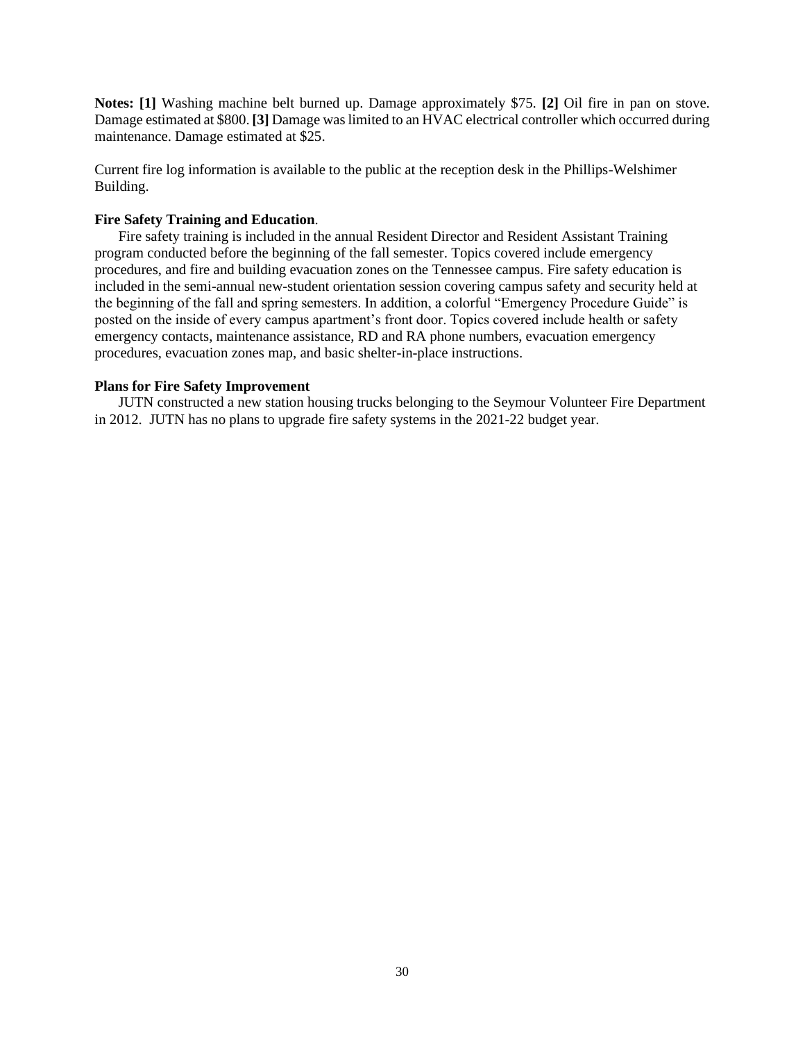**Notes: [1]** Washing machine belt burned up. Damage approximately $75. **[2]** Oil fire in pan on stove. Damage estimated at $800. **[3]** Damage was limited to an HVAC electrical controller which occurred during maintenance. Damage estimated at $25.

Current fire log information is available to the public at the reception desk in the Phillips-Welshimer Building.

**Fire Safety Training and Education**.

Fire safety training is included in the annual Resident Director and Resident Assistant Training program conducted before the beginning of the fall semester. Topics covered include emergency procedures, and fire and building evacuation zones on the Tennessee campus. Fire safety education is included in the semi-annual new-student orientation session covering campus safety and security held at the beginning of the fall and spring semesters. In addition, a colorful "Emergency Procedure Guide" is posted on the inside of every campus apartment's front door. Topics covered include health or safety emergency contacts, maintenance assistance, RD and RA phone numbers, evacuation emergency procedures, evacuation zones map, and basic shelter-in-place instructions.

**Plans for Fire Safety Improvement**

JUTN constructed a new station housing trucks belonging to the Seymour Volunteer Fire Department in 2012. JUTN has no plans to upgrade fire safety systems in the 2021-22 budget year.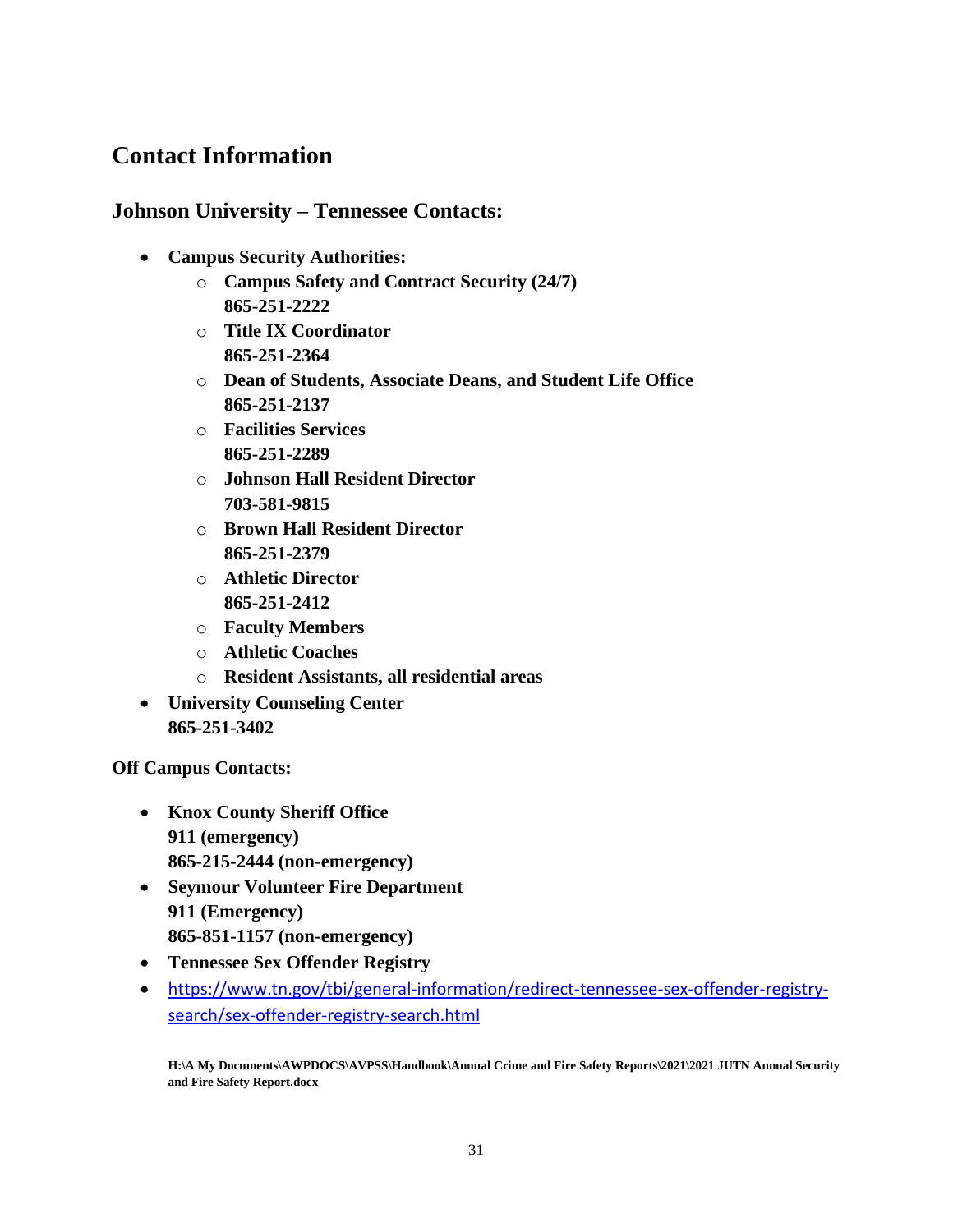# Contact Information

## Johnson University – Tennessee Contacts:

- **Campus Security Authorities:**
  - **Campus Safety and Contract Security (24/7)**
    **865-251-2222**
  - **Title IX Coordinator**
    **865-251-2364**
  - **Dean of Students, Associate Deans, and Student Life Office**
    **865-251-2137**
  - **Facilities Services**
    **865-251-2289**
  - **Johnson Hall Resident Director**
    **703-581-9815**
  - **Brown Hall Resident Director**
    **865-251-2379**
  - **Athletic Director**
    **865-251-2412**
  - **Faculty Members**
  - **Athletic Coaches**
  - **Resident Assistants, all residential areas**
- **University Counseling Center**
  **865-251-3402**

**Off Campus Contacts:**

- **Knox County Sheriff Office**
  **911 (emergency)**
  **865-215-2444 (non-emergency)**
- **Seymour Volunteer Fire Department**
  **911 (Emergency)**
  **865-851-1157 (non-emergency)**
- **Tennessee Sex Offender Registry**
- https://www.tn.gov/tbi/general-information/redirect-tennessee-sex-offender-registry-search/sex-offender-registry-search.html

**H:\A My Documents\AWPDOCS\AVPSS\Handbook\Annual Crime and Fire Safety Reports\2021\2021 JUTN Annual Security and Fire Safety Report.docx**